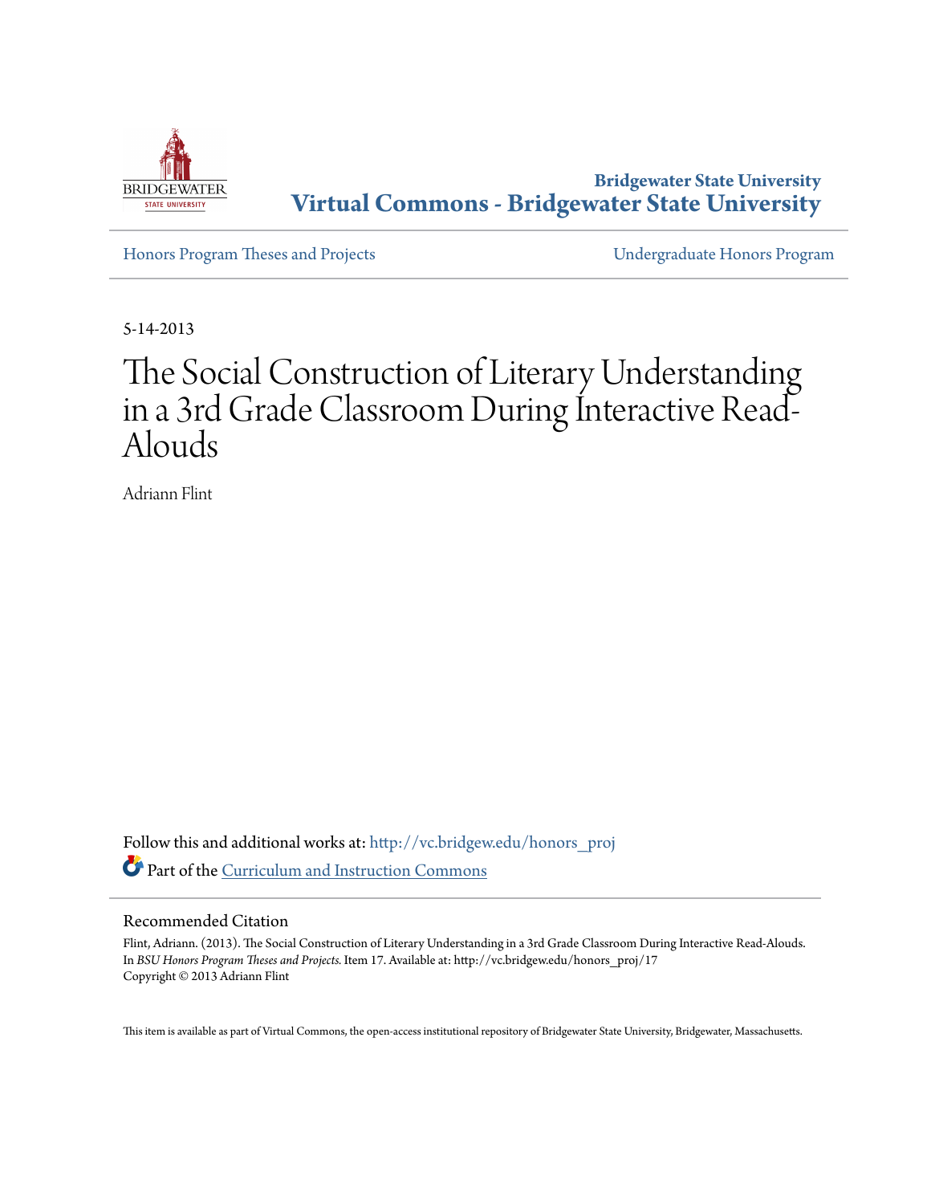Bridgewater State University
**Virtual Commons - Bridgewater State University**

Honors Program Theses and Projects | Undergraduate Honors Program

5-14-2013

# The Social Construction of Literary Understanding in a 3rd Grade Classroom During Interactive Read-Alouds

Adriann Flint

Follow this and additional works at: http://vc.bridgew.edu/honors_proj

Part of the Curriculum and Instruction Commons

## Recommended Citation

Flint, Adriann. (2013). The Social Construction of Literary Understanding in a 3rd Grade Classroom During Interactive Read-Alouds. In *BSU Honors Program Theses and Projects.* Item 17. Available at: http://vc.bridgew.edu/honors_proj/17
Copyright © 2013 Adriann Flint

This item is available as part of Virtual Commons, the open-access institutional repository of Bridgewater State University, Bridgewater, Massachusetts.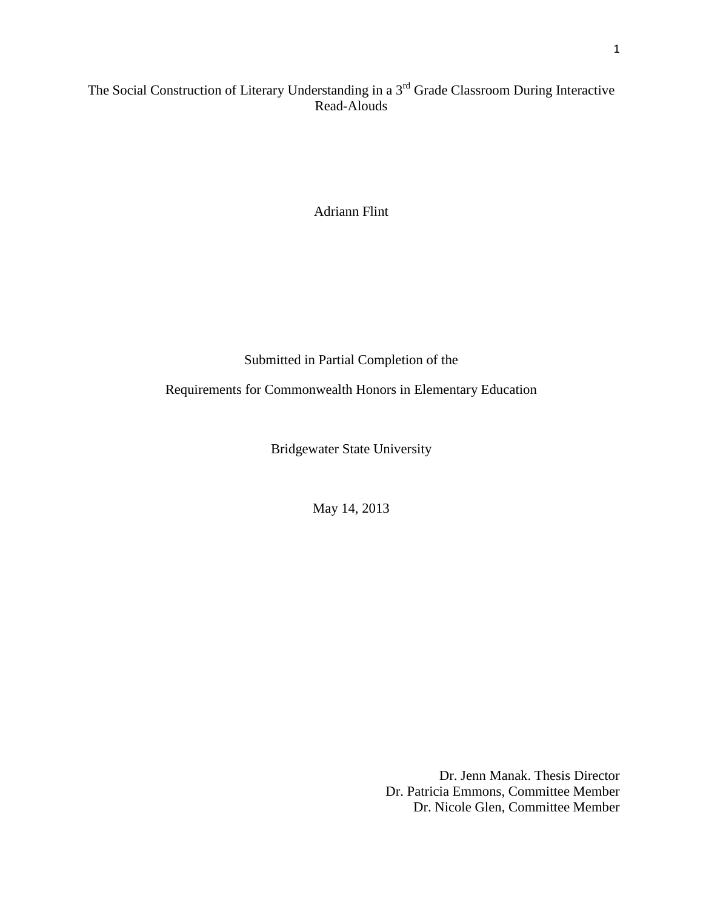# The Social Construction of Literary Understanding in a 3rd Grade Classroom During Interactive Read-Alouds

Adriann Flint

Submitted in Partial Completion of the

Requirements for Commonwealth Honors in Elementary Education

Bridgewater State University

May 14, 2013

Dr. Jenn Manak. Thesis Director
Dr. Patricia Emmons, Committee Member
Dr. Nicole Glen, Committee Member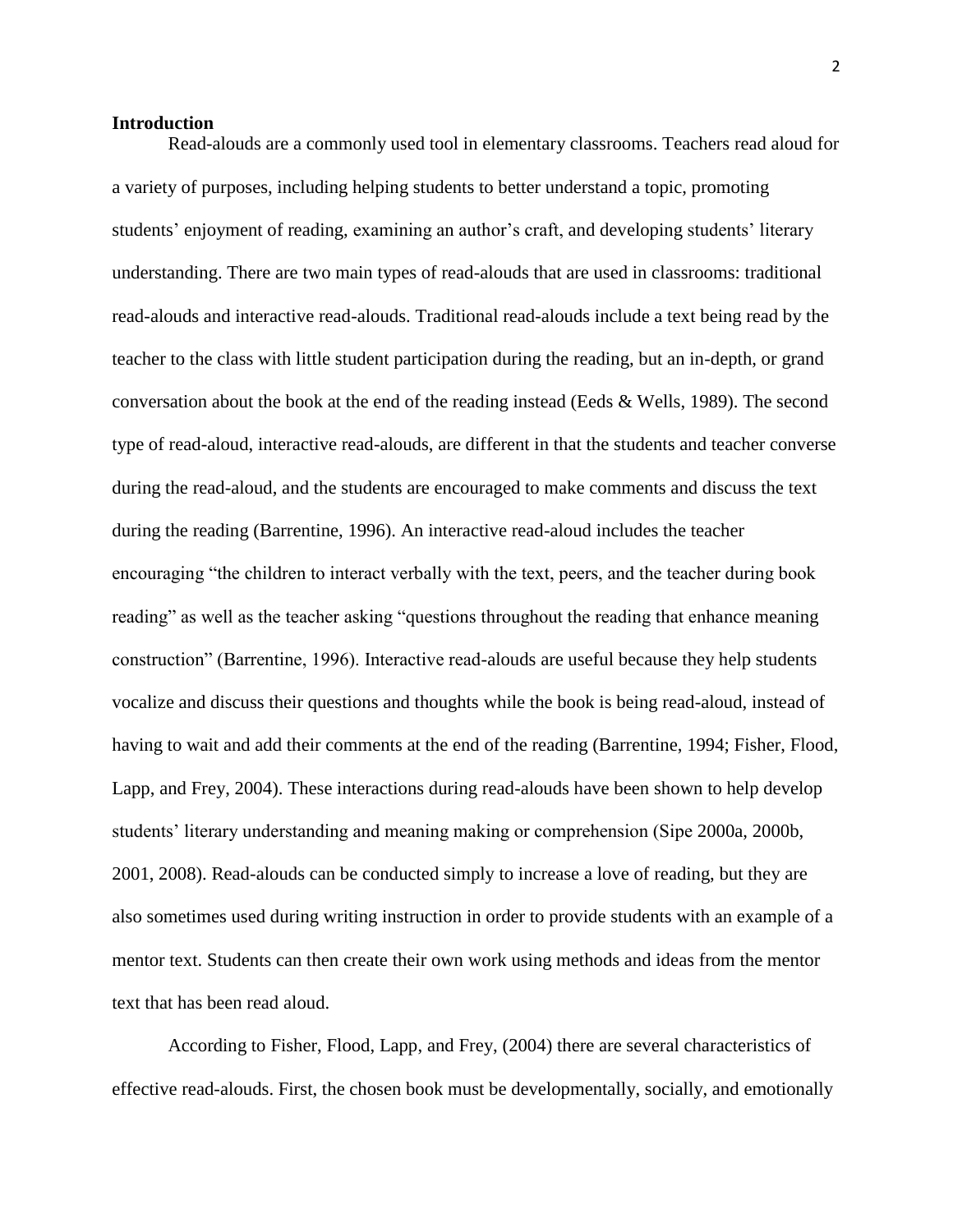## Introduction

Read-alouds are a commonly used tool in elementary classrooms. Teachers read aloud for a variety of purposes, including helping students to better understand a topic, promoting students' enjoyment of reading, examining an author's craft, and developing students' literary understanding. There are two main types of read-alouds that are used in classrooms: traditional read-alouds and interactive read-alouds. Traditional read-alouds include a text being read by the teacher to the class with little student participation during the reading, but an in-depth, or grand conversation about the book at the end of the reading instead (Eeds & Wells, 1989). The second type of read-aloud, interactive read-alouds, are different in that the students and teacher converse during the read-aloud, and the students are encouraged to make comments and discuss the text during the reading (Barrentine, 1996). An interactive read-aloud includes the teacher encouraging "the children to interact verbally with the text, peers, and the teacher during book reading" as well as the teacher asking "questions throughout the reading that enhance meaning construction" (Barrentine, 1996). Interactive read-alouds are useful because they help students vocalize and discuss their questions and thoughts while the book is being read-aloud, instead of having to wait and add their comments at the end of the reading (Barrentine, 1994; Fisher, Flood, Lapp, and Frey, 2004). These interactions during read-alouds have been shown to help develop students' literary understanding and meaning making or comprehension (Sipe 2000a, 2000b, 2001, 2008). Read-alouds can be conducted simply to increase a love of reading, but they are also sometimes used during writing instruction in order to provide students with an example of a mentor text. Students can then create their own work using methods and ideas from the mentor text that has been read aloud.

According to Fisher, Flood, Lapp, and Frey, (2004) there are several characteristics of effective read-alouds. First, the chosen book must be developmentally, socially, and emotionally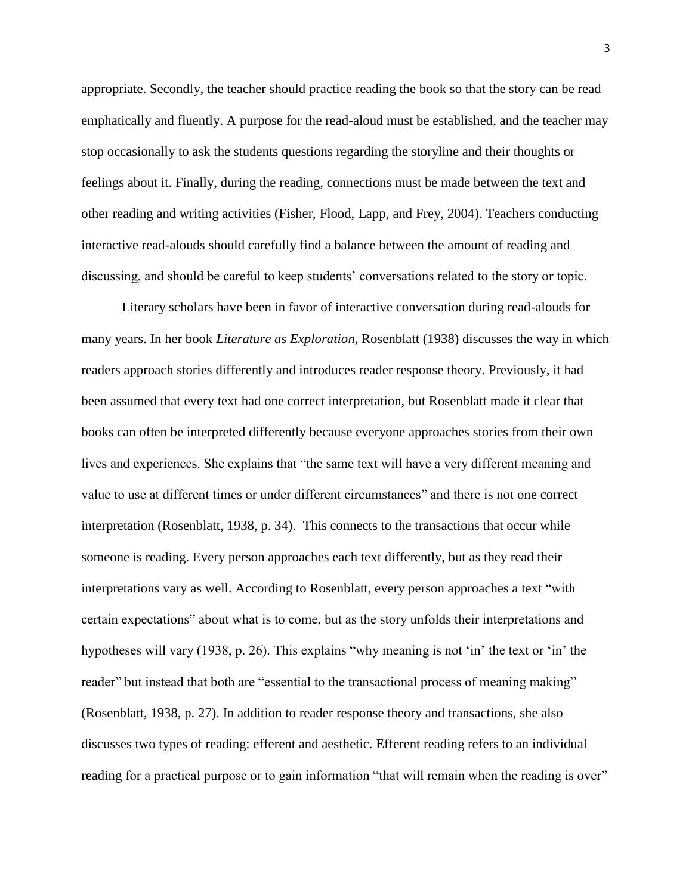appropriate. Secondly, the teacher should practice reading the book so that the story can be read emphatically and fluently. A purpose for the read-aloud must be established, and the teacher may stop occasionally to ask the students questions regarding the storyline and their thoughts or feelings about it. Finally, during the reading, connections must be made between the text and other reading and writing activities (Fisher, Flood, Lapp, and Frey, 2004). Teachers conducting interactive read-alouds should carefully find a balance between the amount of reading and discussing, and should be careful to keep students' conversations related to the story or topic.

Literary scholars have been in favor of interactive conversation during read-alouds for many years. In her book *Literature as Exploration*, Rosenblatt (1938) discusses the way in which readers approach stories differently and introduces reader response theory. Previously, it had been assumed that every text had one correct interpretation, but Rosenblatt made it clear that books can often be interpreted differently because everyone approaches stories from their own lives and experiences. She explains that "the same text will have a very different meaning and value to use at different times or under different circumstances" and there is not one correct interpretation (Rosenblatt, 1938, p. 34). This connects to the transactions that occur while someone is reading. Every person approaches each text differently, but as they read their interpretations vary as well. According to Rosenblatt, every person approaches a text "with certain expectations" about what is to come, but as the story unfolds their interpretations and hypotheses will vary (1938, p. 26). This explains "why meaning is not 'in' the text or 'in' the reader" but instead that both are "essential to the transactional process of meaning making" (Rosenblatt, 1938, p. 27). In addition to reader response theory and transactions, she also discusses two types of reading: efferent and aesthetic. Efferent reading refers to an individual reading for a practical purpose or to gain information "that will remain when the reading is over"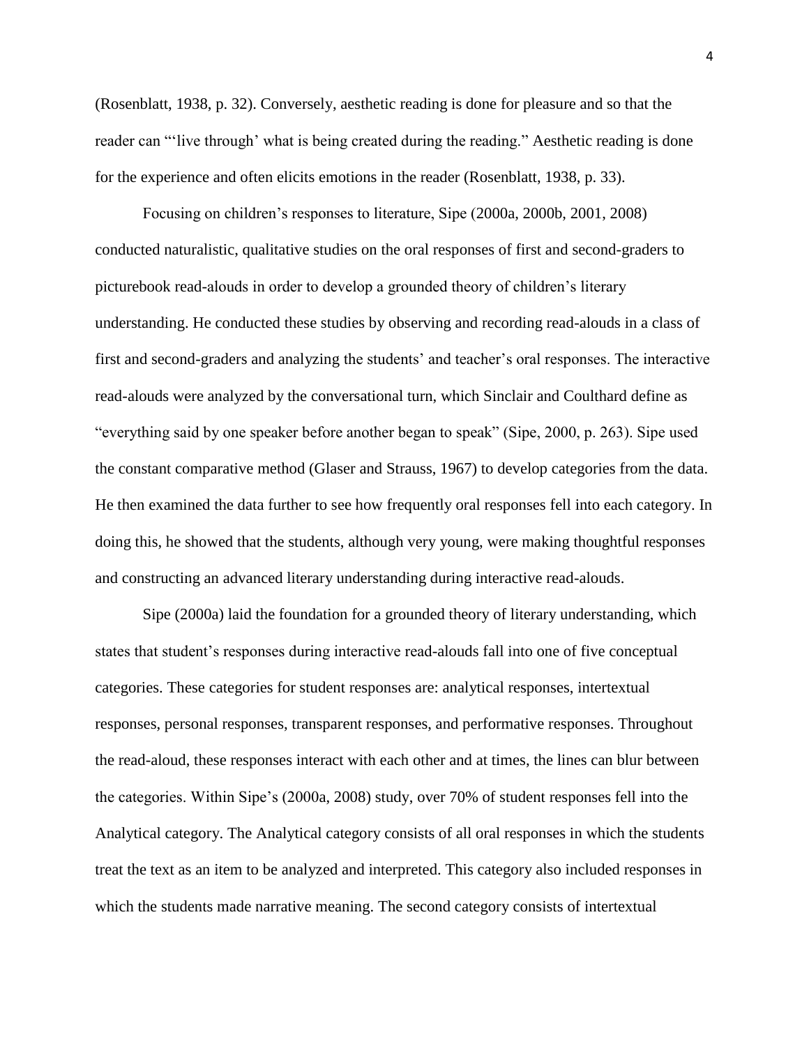(Rosenblatt, 1938, p. 32). Conversely, aesthetic reading is done for pleasure and so that the reader can "'live through' what is being created during the reading." Aesthetic reading is done for the experience and often elicits emotions in the reader (Rosenblatt, 1938, p. 33).

Focusing on children's responses to literature, Sipe (2000a, 2000b, 2001, 2008) conducted naturalistic, qualitative studies on the oral responses of first and second-graders to picturebook read-alouds in order to develop a grounded theory of children's literary understanding. He conducted these studies by observing and recording read-alouds in a class of first and second-graders and analyzing the students' and teacher's oral responses. The interactive read-alouds were analyzed by the conversational turn, which Sinclair and Coulthard define as "everything said by one speaker before another began to speak" (Sipe, 2000, p. 263). Sipe used the constant comparative method (Glaser and Strauss, 1967) to develop categories from the data. He then examined the data further to see how frequently oral responses fell into each category. In doing this, he showed that the students, although very young, were making thoughtful responses and constructing an advanced literary understanding during interactive read-alouds.

Sipe (2000a) laid the foundation for a grounded theory of literary understanding, which states that student's responses during interactive read-alouds fall into one of five conceptual categories. These categories for student responses are: analytical responses, intertextual responses, personal responses, transparent responses, and performative responses. Throughout the read-aloud, these responses interact with each other and at times, the lines can blur between the categories. Within Sipe's (2000a, 2008) study, over 70% of student responses fell into the Analytical category. The Analytical category consists of all oral responses in which the students treat the text as an item to be analyzed and interpreted. This category also included responses in which the students made narrative meaning. The second category consists of intertextual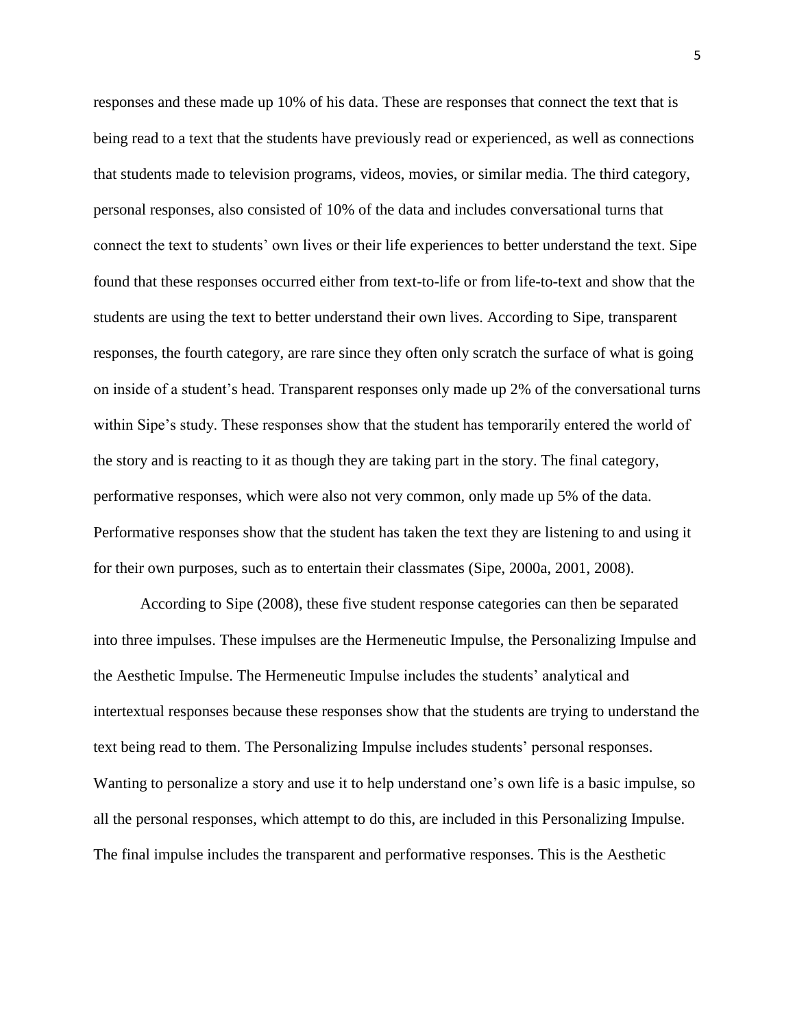responses and these made up 10% of his data. These are responses that connect the text that is being read to a text that the students have previously read or experienced, as well as connections that students made to television programs, videos, movies, or similar media. The third category, personal responses, also consisted of 10% of the data and includes conversational turns that connect the text to students' own lives or their life experiences to better understand the text. Sipe found that these responses occurred either from text-to-life or from life-to-text and show that the students are using the text to better understand their own lives. According to Sipe, transparent responses, the fourth category, are rare since they often only scratch the surface of what is going on inside of a student's head. Transparent responses only made up 2% of the conversational turns within Sipe's study. These responses show that the student has temporarily entered the world of the story and is reacting to it as though they are taking part in the story. The final category, performative responses, which were also not very common, only made up 5% of the data. Performative responses show that the student has taken the text they are listening to and using it for their own purposes, such as to entertain their classmates (Sipe, 2000a, 2001, 2008).

According to Sipe (2008), these five student response categories can then be separated into three impulses. These impulses are the Hermeneutic Impulse, the Personalizing Impulse and the Aesthetic Impulse. The Hermeneutic Impulse includes the students' analytical and intertextual responses because these responses show that the students are trying to understand the text being read to them. The Personalizing Impulse includes students' personal responses. Wanting to personalize a story and use it to help understand one's own life is a basic impulse, so all the personal responses, which attempt to do this, are included in this Personalizing Impulse. The final impulse includes the transparent and performative responses. This is the Aesthetic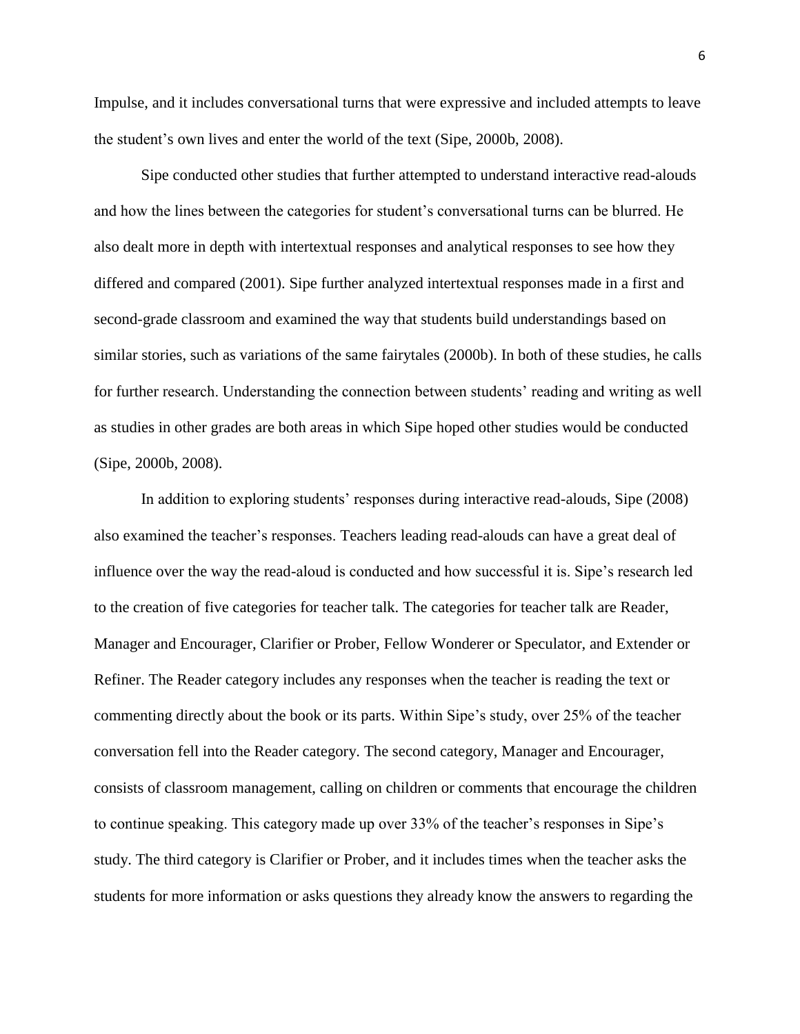Impulse, and it includes conversational turns that were expressive and included attempts to leave the student's own lives and enter the world of the text (Sipe, 2000b, 2008).

Sipe conducted other studies that further attempted to understand interactive read-alouds and how the lines between the categories for student's conversational turns can be blurred. He also dealt more in depth with intertextual responses and analytical responses to see how they differed and compared (2001). Sipe further analyzed intertextual responses made in a first and second-grade classroom and examined the way that students build understandings based on similar stories, such as variations of the same fairytales (2000b). In both of these studies, he calls for further research. Understanding the connection between students' reading and writing as well as studies in other grades are both areas in which Sipe hoped other studies would be conducted (Sipe, 2000b, 2008).

In addition to exploring students' responses during interactive read-alouds, Sipe (2008) also examined the teacher's responses. Teachers leading read-alouds can have a great deal of influence over the way the read-aloud is conducted and how successful it is. Sipe's research led to the creation of five categories for teacher talk. The categories for teacher talk are Reader, Manager and Encourager, Clarifier or Prober, Fellow Wonderer or Speculator, and Extender or Refiner. The Reader category includes any responses when the teacher is reading the text or commenting directly about the book or its parts. Within Sipe's study, over 25% of the teacher conversation fell into the Reader category. The second category, Manager and Encourager, consists of classroom management, calling on children or comments that encourage the children to continue speaking. This category made up over 33% of the teacher's responses in Sipe's study. The third category is Clarifier or Prober, and it includes times when the teacher asks the students for more information or asks questions they already know the answers to regarding the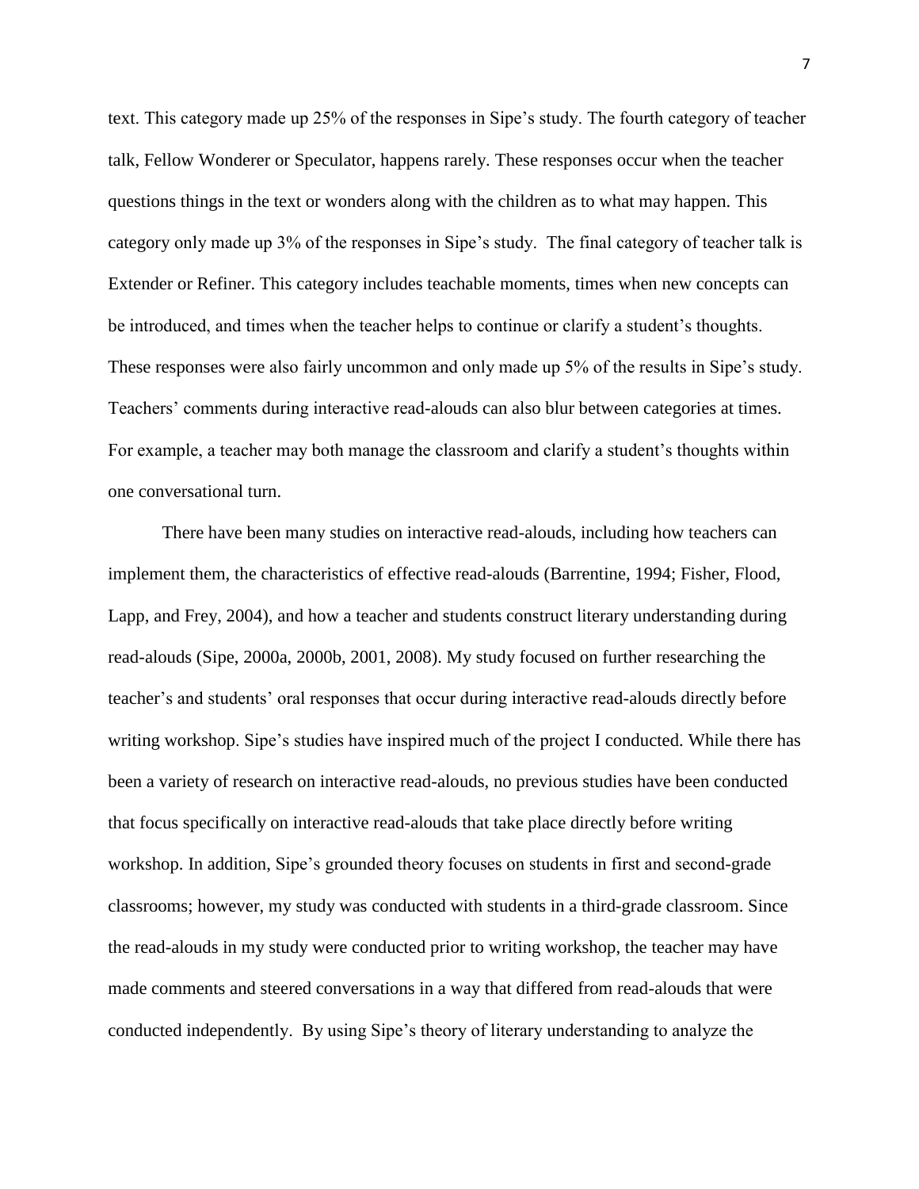text. This category made up 25% of the responses in Sipe's study. The fourth category of teacher talk, Fellow Wonderer or Speculator, happens rarely. These responses occur when the teacher questions things in the text or wonders along with the children as to what may happen. This category only made up 3% of the responses in Sipe's study. The final category of teacher talk is Extender or Refiner. This category includes teachable moments, times when new concepts can be introduced, and times when the teacher helps to continue or clarify a student's thoughts. These responses were also fairly uncommon and only made up 5% of the results in Sipe's study. Teachers' comments during interactive read-alouds can also blur between categories at times. For example, a teacher may both manage the classroom and clarify a student's thoughts within one conversational turn.

There have been many studies on interactive read-alouds, including how teachers can implement them, the characteristics of effective read-alouds (Barrentine, 1994; Fisher, Flood, Lapp, and Frey, 2004), and how a teacher and students construct literary understanding during read-alouds (Sipe, 2000a, 2000b, 2001, 2008). My study focused on further researching the teacher's and students' oral responses that occur during interactive read-alouds directly before writing workshop. Sipe's studies have inspired much of the project I conducted. While there has been a variety of research on interactive read-alouds, no previous studies have been conducted that focus specifically on interactive read-alouds that take place directly before writing workshop. In addition, Sipe's grounded theory focuses on students in first and second-grade classrooms; however, my study was conducted with students in a third-grade classroom. Since the read-alouds in my study were conducted prior to writing workshop, the teacher may have made comments and steered conversations in a way that differed from read-alouds that were conducted independently. By using Sipe's theory of literary understanding to analyze the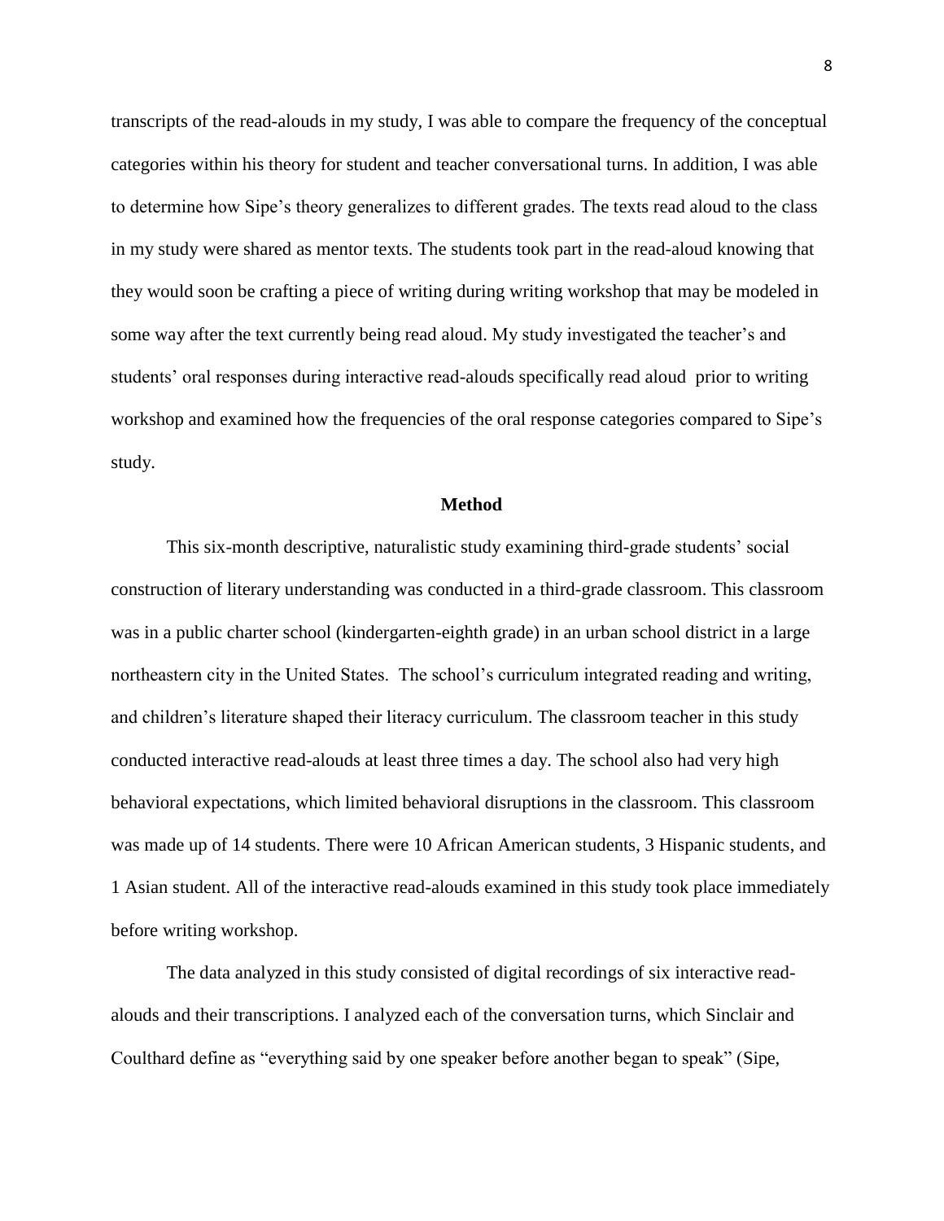transcripts of the read-alouds in my study, I was able to compare the frequency of the conceptual categories within his theory for student and teacher conversational turns. In addition, I was able to determine how Sipe's theory generalizes to different grades. The texts read aloud to the class in my study were shared as mentor texts. The students took part in the read-aloud knowing that they would soon be crafting a piece of writing during writing workshop that may be modeled in some way after the text currently being read aloud. My study investigated the teacher's and students' oral responses during interactive read-alouds specifically read aloud prior to writing workshop and examined how the frequencies of the oral response categories compared to Sipe's study.

## Method

This six-month descriptive, naturalistic study examining third-grade students' social construction of literary understanding was conducted in a third-grade classroom. This classroom was in a public charter school (kindergarten-eighth grade) in an urban school district in a large northeastern city in the United States. The school's curriculum integrated reading and writing, and children's literature shaped their literacy curriculum. The classroom teacher in this study conducted interactive read-alouds at least three times a day. The school also had very high behavioral expectations, which limited behavioral disruptions in the classroom. This classroom was made up of 14 students. There were 10 African American students, 3 Hispanic students, and 1 Asian student. All of the interactive read-alouds examined in this study took place immediately before writing workshop.

The data analyzed in this study consisted of digital recordings of six interactive read-alouds and their transcriptions. I analyzed each of the conversation turns, which Sinclair and Coulthard define as "everything said by one speaker before another began to speak" (Sipe,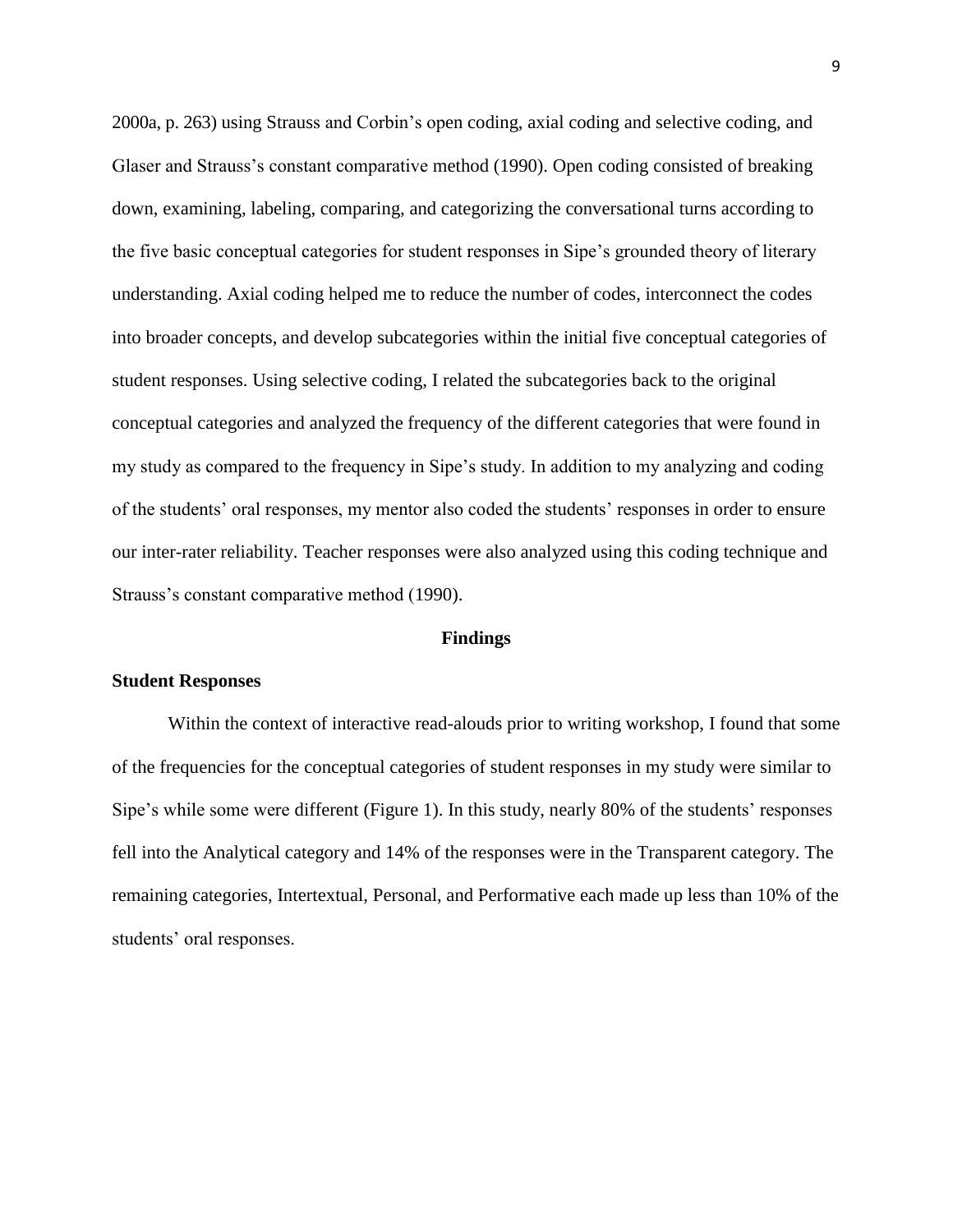2000a, p. 263) using Strauss and Corbin's open coding, axial coding and selective coding, and Glaser and Strauss's constant comparative method (1990). Open coding consisted of breaking down, examining, labeling, comparing, and categorizing the conversational turns according to the five basic conceptual categories for student responses in Sipe's grounded theory of literary understanding. Axial coding helped me to reduce the number of codes, interconnect the codes into broader concepts, and develop subcategories within the initial five conceptual categories of student responses. Using selective coding, I related the subcategories back to the original conceptual categories and analyzed the frequency of the different categories that were found in my study as compared to the frequency in Sipe's study. In addition to my analyzing and coding of the students' oral responses, my mentor also coded the students' responses in order to ensure our inter-rater reliability. Teacher responses were also analyzed using this coding technique and Strauss's constant comparative method (1990).

## Findings

### Student Responses

Within the context of interactive read-alouds prior to writing workshop, I found that some of the frequencies for the conceptual categories of student responses in my study were similar to Sipe's while some were different (Figure 1). In this study, nearly 80% of the students' responses fell into the Analytical category and 14% of the responses were in the Transparent category. The remaining categories, Intertextual, Personal, and Performative each made up less than 10% of the students' oral responses.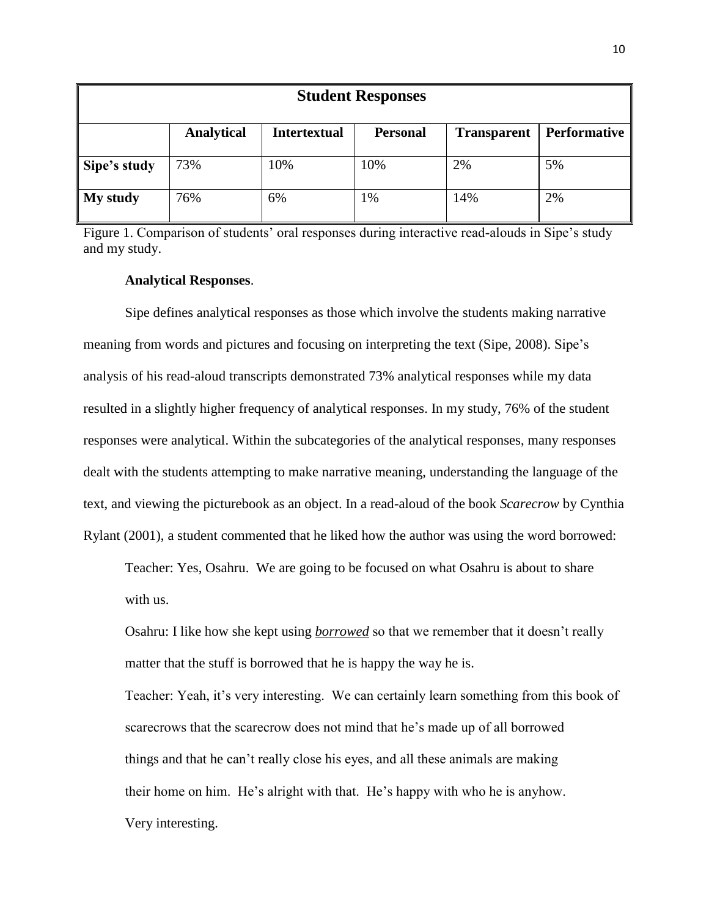| Student Responses | | | | | |
|---|---|---|---|---|---|
| | **Analytical** | **Intertextual** | **Personal** | **Transparent** | **Performative** |
| **Sipe's study** | 73% | 10% | 10% | 2% | 5% |
| **My study** | 76% | 6% | 1% | 14% | 2% |

Figure 1. Comparison of students' oral responses during interactive read-alouds in Sipe's study and my study.

**Analytical Responses**.

Sipe defines analytical responses as those which involve the students making narrative meaning from words and pictures and focusing on interpreting the text (Sipe, 2008). Sipe's analysis of his read-aloud transcripts demonstrated 73% analytical responses while my data resulted in a slightly higher frequency of analytical responses. In my study, 76% of the student responses were analytical. Within the subcategories of the analytical responses, many responses dealt with the students attempting to make narrative meaning, understanding the language of the text, and viewing the picturebook as an object. In a read-aloud of the book *Scarecrow* by Cynthia Rylant (2001), a student commented that he liked how the author was using the word borrowed:

> Teacher: Yes, Osahru. We are going to be focused on what Osahru is about to share with us.
>
> Osahru: I like how she kept using ***borrowed*** so that we remember that it doesn't really matter that the stuff is borrowed that he is happy the way he is.
>
> Teacher: Yeah, it's very interesting. We can certainly learn something from this book of scarecrows that the scarecrow does not mind that he's made up of all borrowed things and that he can't really close his eyes, and all these animals are making their home on him. He's alright with that. He's happy with who he is anyhow. Very interesting.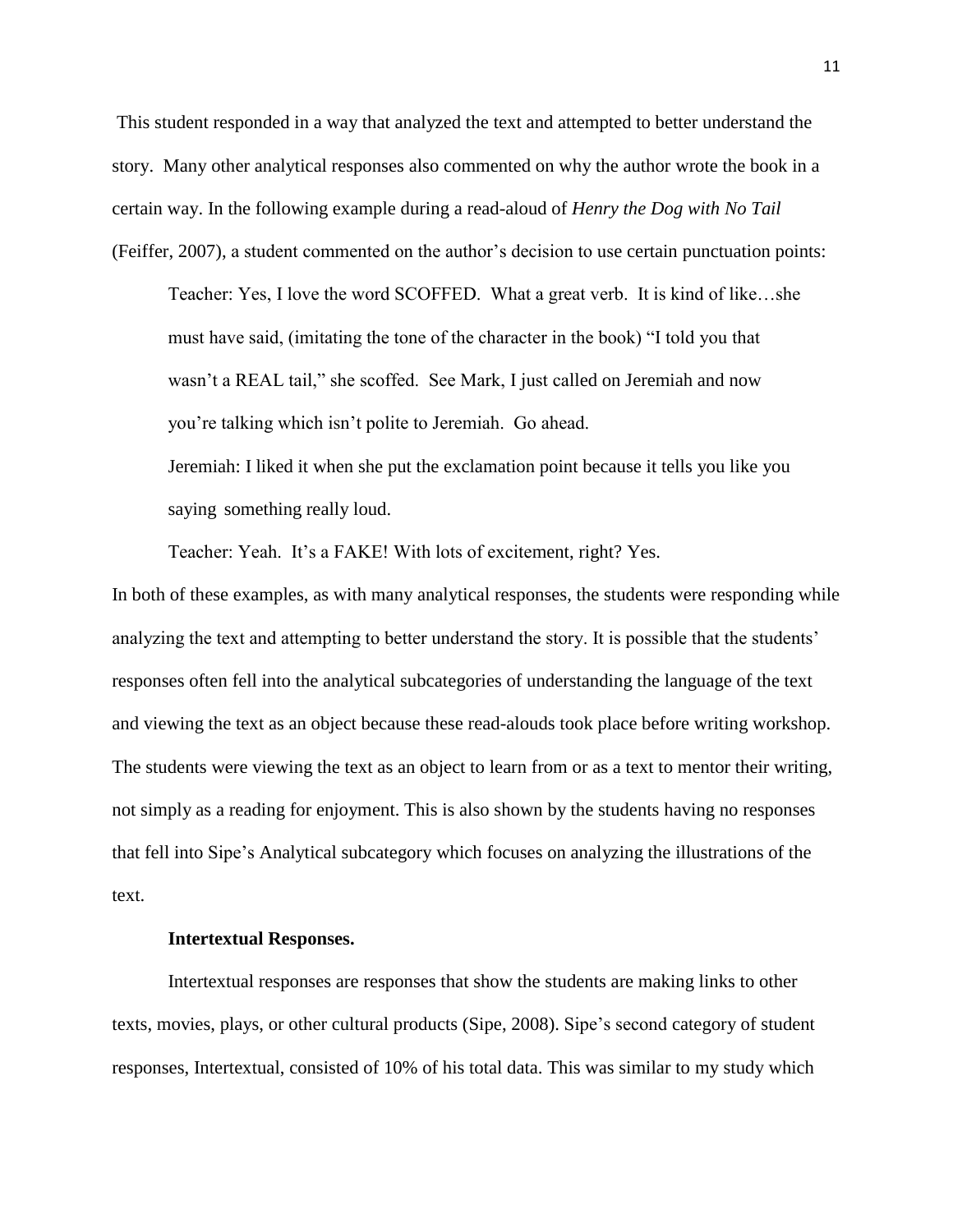This student responded in a way that analyzed the text and attempted to better understand the story. Many other analytical responses also commented on why the author wrote the book in a certain way. In the following example during a read-aloud of *Henry the Dog with No Tail* (Feiffer, 2007), a student commented on the author's decision to use certain punctuation points:

> Teacher: Yes, I love the word SCOFFED. What a great verb. It is kind of like…she must have said, (imitating the tone of the character in the book) "I told you that wasn't a REAL tail," she scoffed. See Mark, I just called on Jeremiah and now you're talking which isn't polite to Jeremiah. Go ahead.
>
> Jeremiah: I liked it when she put the exclamation point because it tells you like you saying something really loud.
>
> Teacher: Yeah. It's a FAKE! With lots of excitement, right? Yes.

In both of these examples, as with many analytical responses, the students were responding while analyzing the text and attempting to better understand the story. It is possible that the students' responses often fell into the analytical subcategories of understanding the language of the text and viewing the text as an object because these read-alouds took place before writing workshop. The students were viewing the text as an object to learn from or as a text to mentor their writing, not simply as a reading for enjoyment. This is also shown by the students having no responses that fell into Sipe's Analytical subcategory which focuses on analyzing the illustrations of the text.

**Intertextual Responses.**

Intertextual responses are responses that show the students are making links to other texts, movies, plays, or other cultural products (Sipe, 2008). Sipe's second category of student responses, Intertextual, consisted of 10% of his total data. This was similar to my study which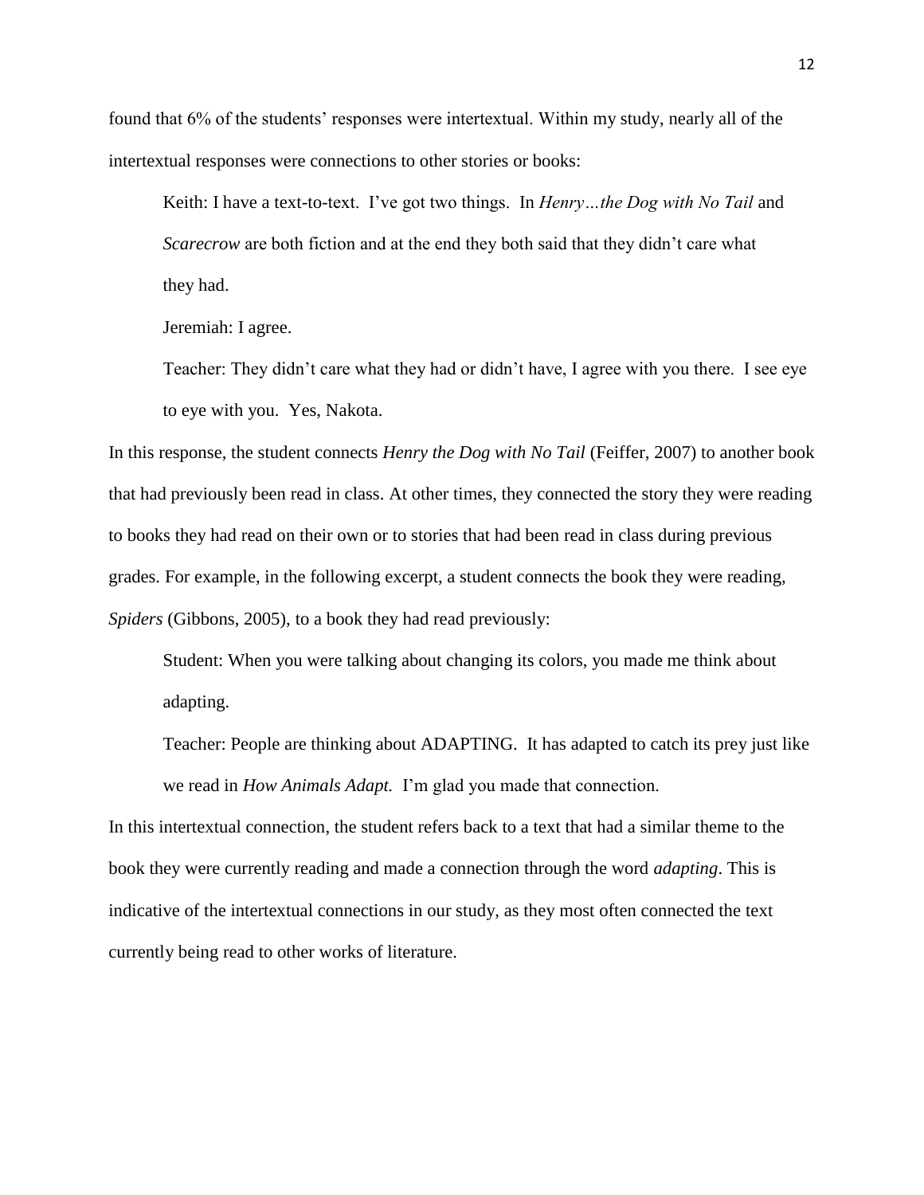found that 6% of the students' responses were intertextual. Within my study, nearly all of the intertextual responses were connections to other stories or books:

> Keith: I have a text-to-text. I've got two things. In *Henry…the Dog with No Tail* and *Scarecrow* are both fiction and at the end they both said that they didn't care what they had.
>
> Jeremiah: I agree.
>
> Teacher: They didn't care what they had or didn't have, I agree with you there. I see eye to eye with you. Yes, Nakota.

In this response, the student connects *Henry the Dog with No Tail* (Feiffer, 2007) to another book that had previously been read in class. At other times, they connected the story they were reading to books they had read on their own or to stories that had been read in class during previous grades. For example, in the following excerpt, a student connects the book they were reading, *Spiders* (Gibbons, 2005), to a book they had read previously:

> Student: When you were talking about changing its colors, you made me think about adapting.
>
> Teacher: People are thinking about ADAPTING. It has adapted to catch its prey just like we read in *How Animals Adapt.* I'm glad you made that connection.

In this intertextual connection, the student refers back to a text that had a similar theme to the book they were currently reading and made a connection through the word *adapting*. This is indicative of the intertextual connections in our study, as they most often connected the text currently being read to other works of literature.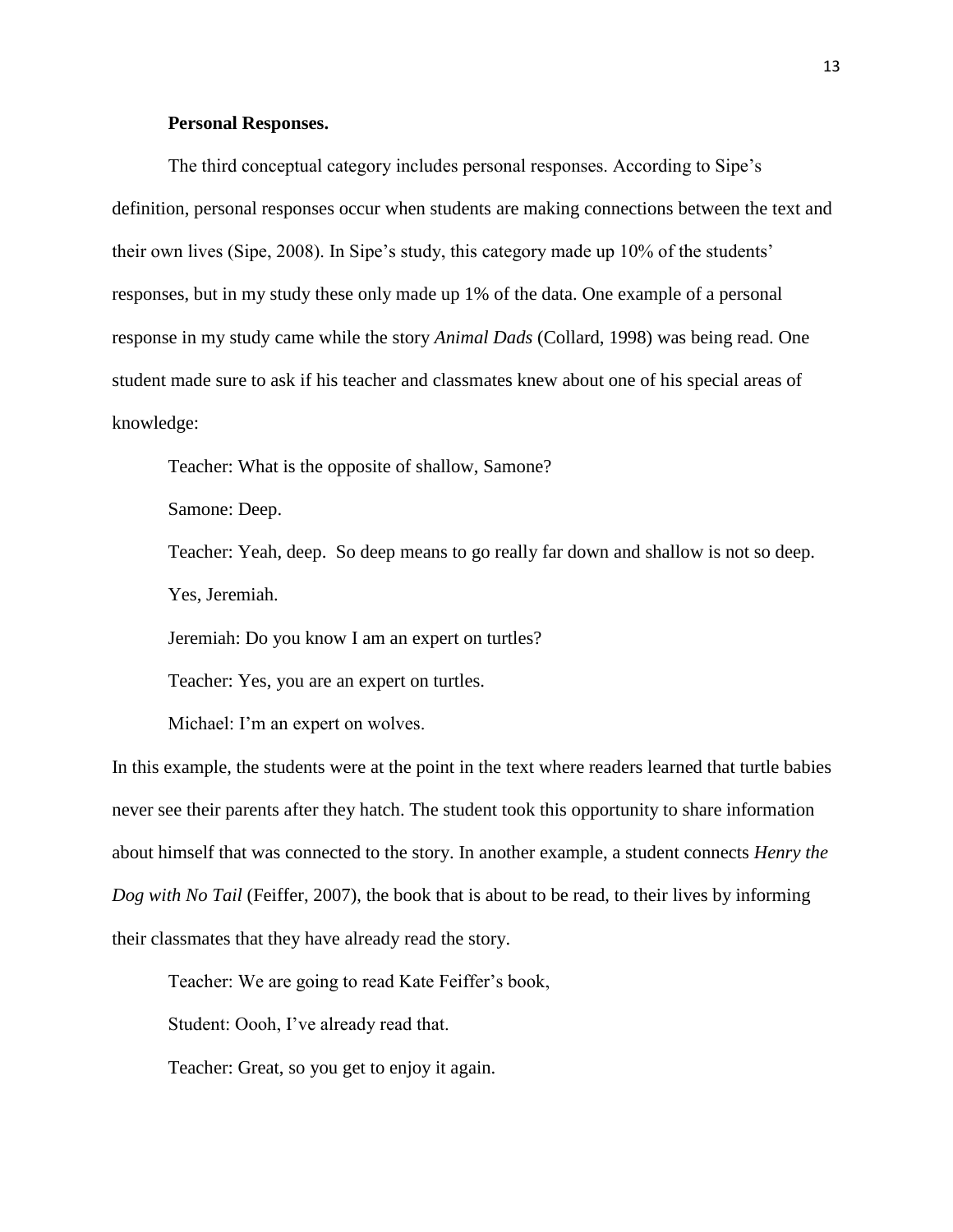**Personal Responses.**

The third conceptual category includes personal responses. According to Sipe's definition, personal responses occur when students are making connections between the text and their own lives (Sipe, 2008). In Sipe's study, this category made up 10% of the students' responses, but in my study these only made up 1% of the data. One example of a personal response in my study came while the story *Animal Dads* (Collard, 1998) was being read. One student made sure to ask if his teacher and classmates knew about one of his special areas of knowledge:

Teacher: What is the opposite of shallow, Samone?

Samone: Deep.

Teacher: Yeah, deep. So deep means to go really far down and shallow is not so deep. Yes, Jeremiah.

Jeremiah: Do you know I am an expert on turtles?

Teacher: Yes, you are an expert on turtles.

Michael: I'm an expert on wolves.

In this example, the students were at the point in the text where readers learned that turtle babies never see their parents after they hatch. The student took this opportunity to share information about himself that was connected to the story. In another example, a student connects *Henry the Dog with No Tail* (Feiffer, 2007), the book that is about to be read, to their lives by informing their classmates that they have already read the story.

Teacher: We are going to read Kate Feiffer's book,

Student: Oooh, I've already read that.

Teacher: Great, so you get to enjoy it again.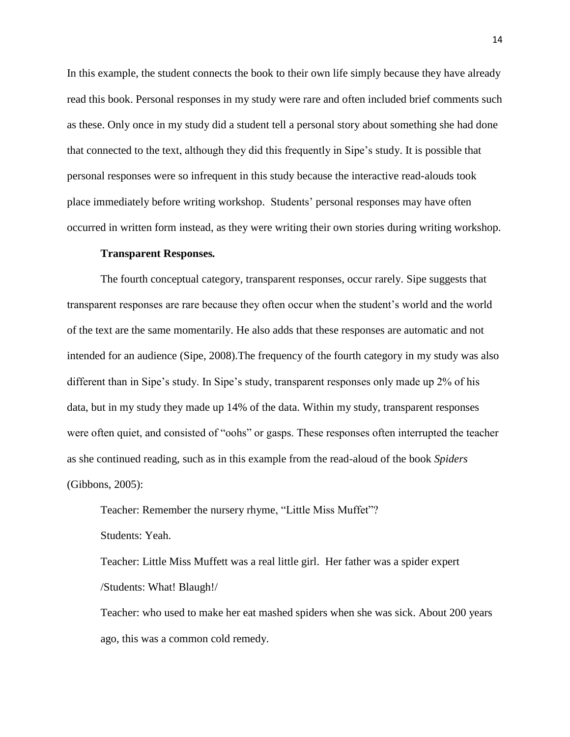In this example, the student connects the book to their own life simply because they have already read this book. Personal responses in my study were rare and often included brief comments such as these. Only once in my study did a student tell a personal story about something she had done that connected to the text, although they did this frequently in Sipe's study. It is possible that personal responses were so infrequent in this study because the interactive read-alouds took place immediately before writing workshop. Students' personal responses may have often occurred in written form instead, as they were writing their own stories during writing workshop.

**Transparent Responses.**

The fourth conceptual category, transparent responses, occur rarely. Sipe suggests that transparent responses are rare because they often occur when the student's world and the world of the text are the same momentarily. He also adds that these responses are automatic and not intended for an audience (Sipe, 2008).The frequency of the fourth category in my study was also different than in Sipe's study. In Sipe's study, transparent responses only made up 2% of his data, but in my study they made up 14% of the data. Within my study, transparent responses were often quiet, and consisted of "oohs" or gasps. These responses often interrupted the teacher as she continued reading, such as in this example from the read-aloud of the book *Spiders* (Gibbons, 2005):

> Teacher: Remember the nursery rhyme, "Little Miss Muffet"?
>
> Students: Yeah.
>
> Teacher: Little Miss Muffett was a real little girl. Her father was a spider expert
>
> /Students: What! Blaugh!/
>
> Teacher: who used to make her eat mashed spiders when she was sick. About 200 years ago, this was a common cold remedy.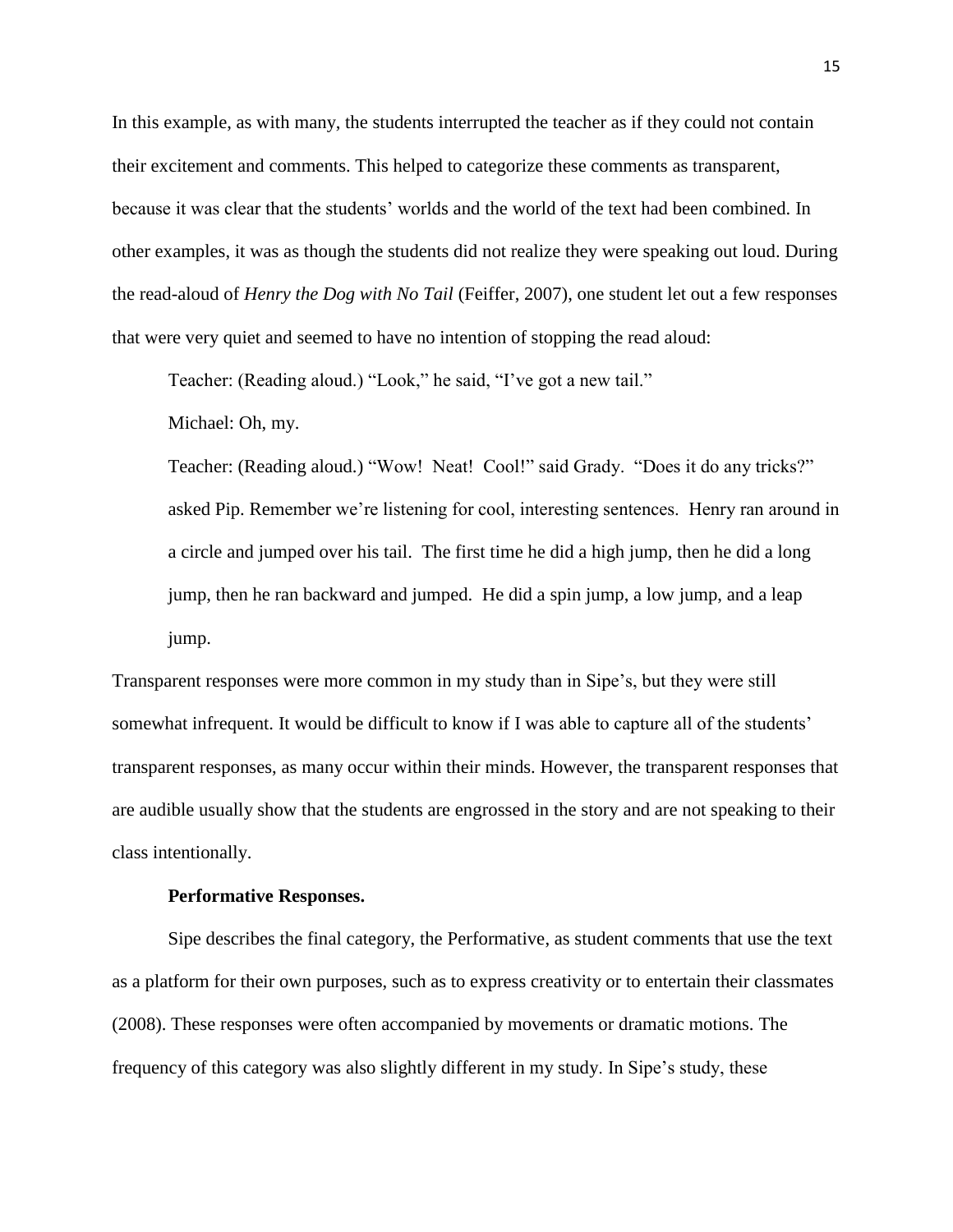In this example, as with many, the students interrupted the teacher as if they could not contain their excitement and comments. This helped to categorize these comments as transparent, because it was clear that the students' worlds and the world of the text had been combined. In other examples, it was as though the students did not realize they were speaking out loud. During the read-aloud of *Henry the Dog with No Tail* (Feiffer, 2007), one student let out a few responses that were very quiet and seemed to have no intention of stopping the read aloud:

> Teacher: (Reading aloud.) "Look," he said, "I've got a new tail."
>
> Michael: Oh, my.
>
> Teacher: (Reading aloud.) "Wow! Neat! Cool!" said Grady. "Does it do any tricks?" asked Pip. Remember we're listening for cool, interesting sentences. Henry ran around in a circle and jumped over his tail. The first time he did a high jump, then he did a long jump, then he ran backward and jumped. He did a spin jump, a low jump, and a leap jump.

Transparent responses were more common in my study than in Sipe's, but they were still somewhat infrequent. It would be difficult to know if I was able to capture all of the students' transparent responses, as many occur within their minds. However, the transparent responses that are audible usually show that the students are engrossed in the story and are not speaking to their class intentionally.

**Performative Responses.**

Sipe describes the final category, the Performative, as student comments that use the text as a platform for their own purposes, such as to express creativity or to entertain their classmates (2008). These responses were often accompanied by movements or dramatic motions. The frequency of this category was also slightly different in my study. In Sipe's study, these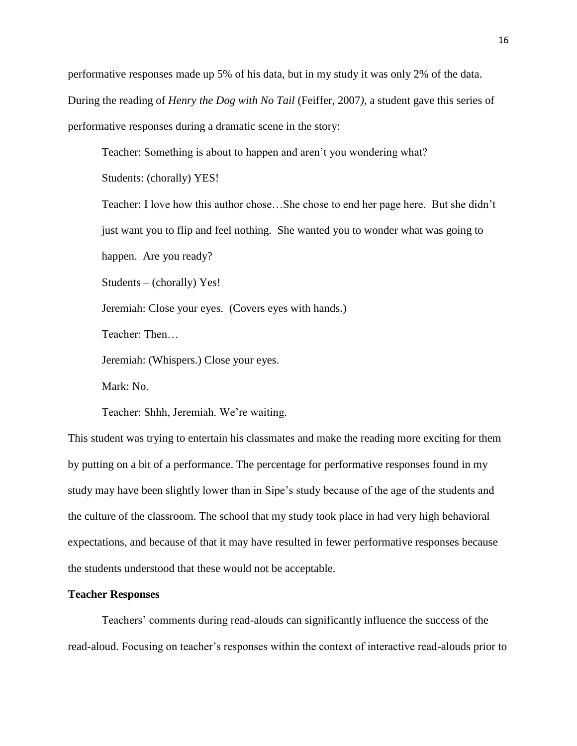performative responses made up 5% of his data, but in my study it was only 2% of the data. During the reading of *Henry the Dog with No Tail* (Feiffer, 2007*)*, a student gave this series of performative responses during a dramatic scene in the story:

> Teacher: Something is about to happen and aren't you wondering what?
>
> Students: (chorally) YES!
>
> Teacher: I love how this author chose…She chose to end her page here. But she didn't just want you to flip and feel nothing. She wanted you to wonder what was going to happen. Are you ready?
>
> Students – (chorally) Yes!
>
> Jeremiah: Close your eyes. (Covers eyes with hands.)
>
> Teacher: Then…
>
> Jeremiah: (Whispers.) Close your eyes.
>
> Mark: No.
>
> Teacher: Shhh, Jeremiah. We're waiting.

This student was trying to entertain his classmates and make the reading more exciting for them by putting on a bit of a performance. The percentage for performative responses found in my study may have been slightly lower than in Sipe's study because of the age of the students and the culture of the classroom. The school that my study took place in had very high behavioral expectations, and because of that it may have resulted in fewer performative responses because the students understood that these would not be acceptable.

**Teacher Responses**

Teachers' comments during read-alouds can significantly influence the success of the read-aloud. Focusing on teacher's responses within the context of interactive read-alouds prior to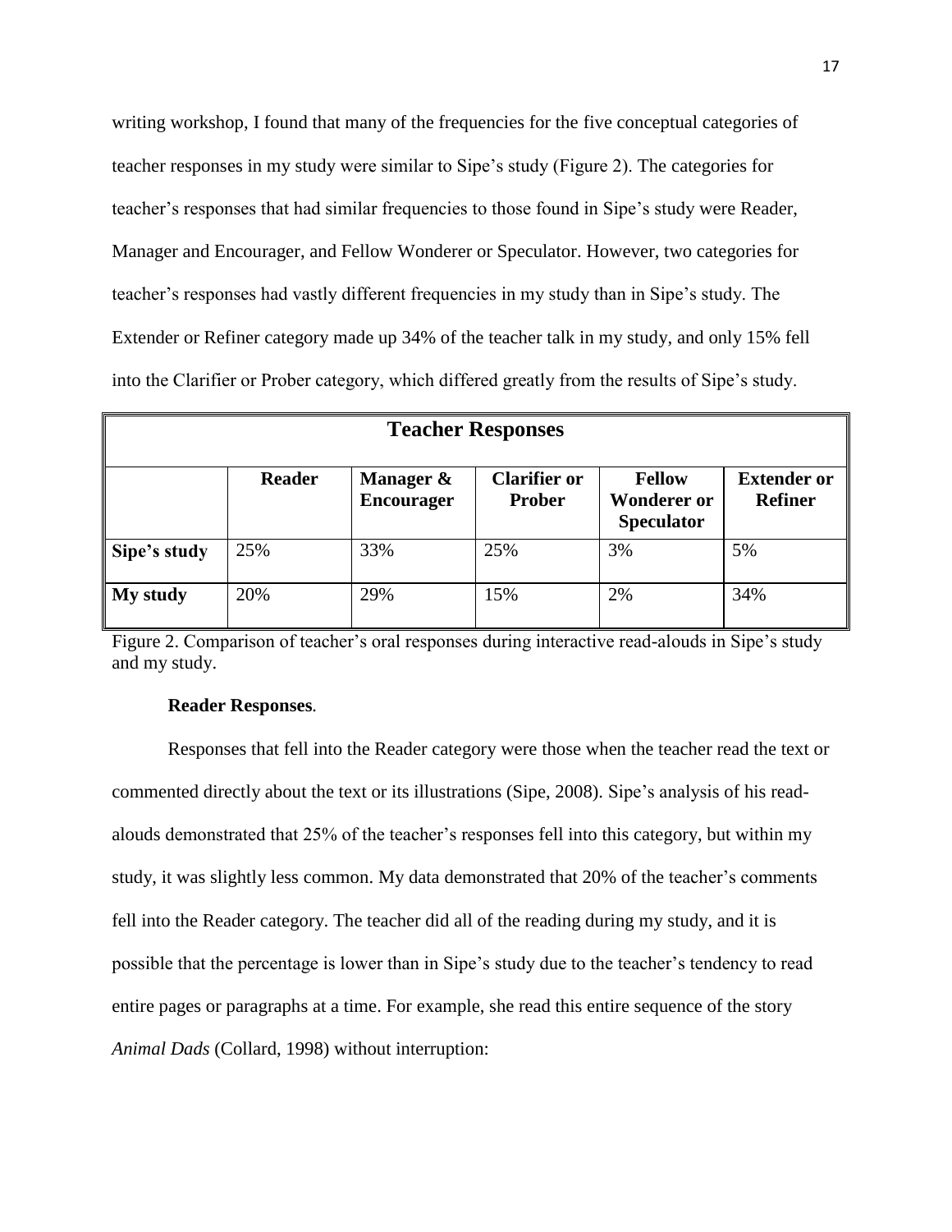writing workshop, I found that many of the frequencies for the five conceptual categories of teacher responses in my study were similar to Sipe's study (Figure 2). The categories for teacher's responses that had similar frequencies to those found in Sipe's study were Reader, Manager and Encourager, and Fellow Wonderer or Speculator. However, two categories for teacher's responses had vastly different frequencies in my study than in Sipe's study. The Extender or Refiner category made up 34% of the teacher talk in my study, and only 15% fell into the Clarifier or Prober category, which differed greatly from the results of Sipe's study.

| Teacher Responses | | | | | |
|---|---|---|---|---|---|
| | **Reader** | **Manager & Encourager** | **Clarifier or Prober** | **Fellow Wonderer or Speculator** | **Extender or Refiner** |
| **Sipe's study** | 25% | 33% | 25% | 3% | 5% |
| **My study** | 20% | 29% | 15% | 2% | 34% |

Figure 2. Comparison of teacher's oral responses during interactive read-alouds in Sipe's study and my study.

**Reader Responses**.

Responses that fell into the Reader category were those when the teacher read the text or commented directly about the text or its illustrations (Sipe, 2008). Sipe's analysis of his read-alouds demonstrated that 25% of the teacher's responses fell into this category, but within my study, it was slightly less common. My data demonstrated that 20% of the teacher's comments fell into the Reader category. The teacher did all of the reading during my study, and it is possible that the percentage is lower than in Sipe's study due to the teacher's tendency to read entire pages or paragraphs at a time. For example, she read this entire sequence of the story *Animal Dads* (Collard, 1998) without interruption: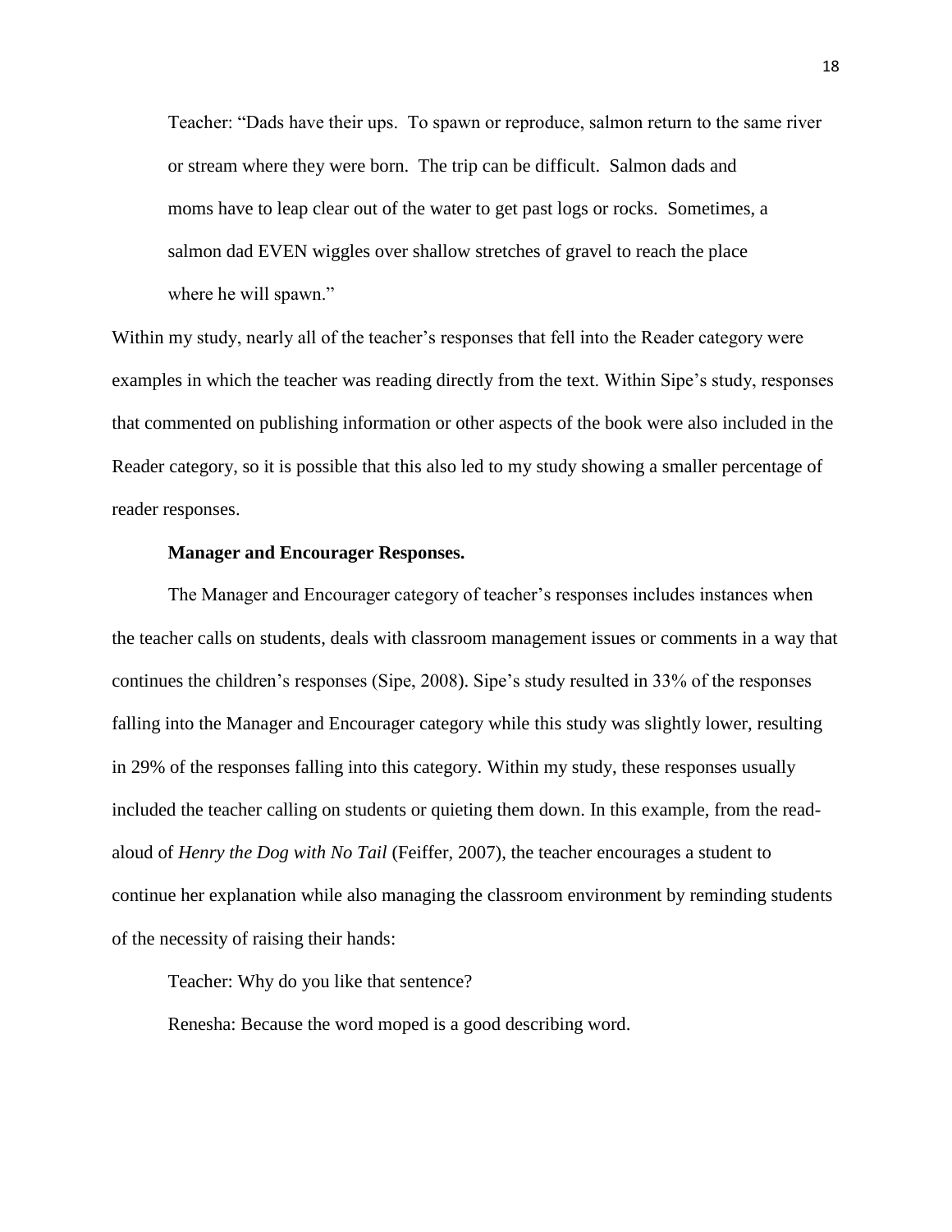Teacher: "Dads have their ups. To spawn or reproduce, salmon return to the same river or stream where they were born. The trip can be difficult. Salmon dads and moms have to leap clear out of the water to get past logs or rocks. Sometimes, a salmon dad EVEN wiggles over shallow stretches of gravel to reach the place where he will spawn."

Within my study, nearly all of the teacher's responses that fell into the Reader category were examples in which the teacher was reading directly from the text. Within Sipe's study, responses that commented on publishing information or other aspects of the book were also included in the Reader category, so it is possible that this also led to my study showing a smaller percentage of reader responses.

**Manager and Encourager Responses.**

The Manager and Encourager category of teacher's responses includes instances when the teacher calls on students, deals with classroom management issues or comments in a way that continues the children's responses (Sipe, 2008). Sipe's study resulted in 33% of the responses falling into the Manager and Encourager category while this study was slightly lower, resulting in 29% of the responses falling into this category. Within my study, these responses usually included the teacher calling on students or quieting them down. In this example, from the read-aloud of *Henry the Dog with No Tail* (Feiffer, 2007), the teacher encourages a student to continue her explanation while also managing the classroom environment by reminding students of the necessity of raising their hands:

Teacher: Why do you like that sentence?

Renesha: Because the word moped is a good describing word.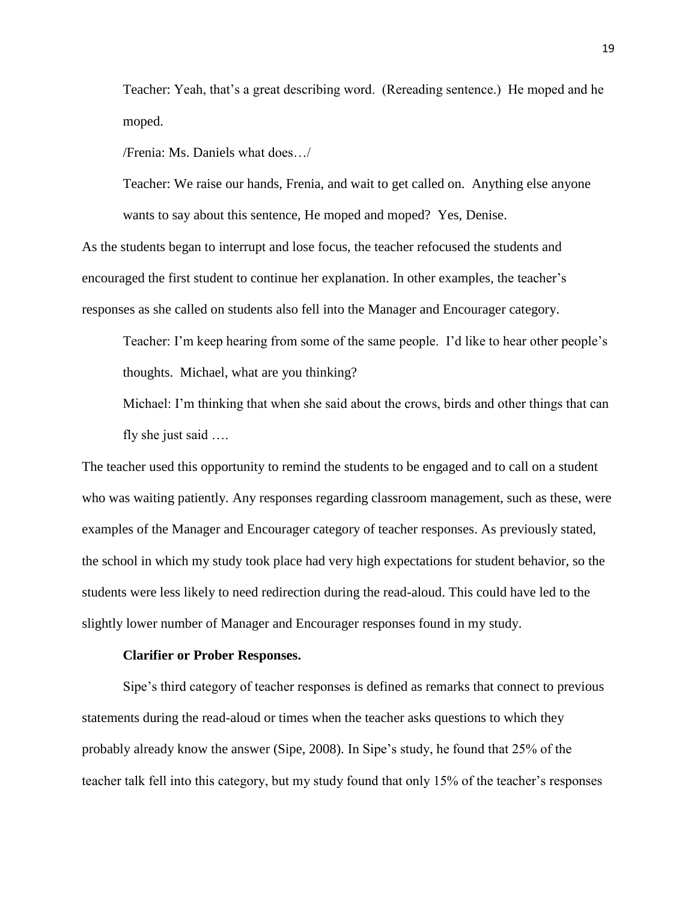Teacher: Yeah, that's a great describing word. (Rereading sentence.) He moped and he moped.

/Frenia: Ms. Daniels what does…/

Teacher: We raise our hands, Frenia, and wait to get called on. Anything else anyone wants to say about this sentence, He moped and moped? Yes, Denise.

As the students began to interrupt and lose focus, the teacher refocused the students and encouraged the first student to continue her explanation. In other examples, the teacher's responses as she called on students also fell into the Manager and Encourager category.

Teacher: I'm keep hearing from some of the same people. I'd like to hear other people's thoughts. Michael, what are you thinking?

Michael: I'm thinking that when she said about the crows, birds and other things that can fly she just said ….

The teacher used this opportunity to remind the students to be engaged and to call on a student who was waiting patiently. Any responses regarding classroom management, such as these, were examples of the Manager and Encourager category of teacher responses. As previously stated, the school in which my study took place had very high expectations for student behavior, so the students were less likely to need redirection during the read-aloud. This could have led to the slightly lower number of Manager and Encourager responses found in my study.

**Clarifier or Prober Responses.**

Sipe's third category of teacher responses is defined as remarks that connect to previous statements during the read-aloud or times when the teacher asks questions to which they probably already know the answer (Sipe, 2008). In Sipe's study, he found that 25% of the teacher talk fell into this category, but my study found that only 15% of the teacher's responses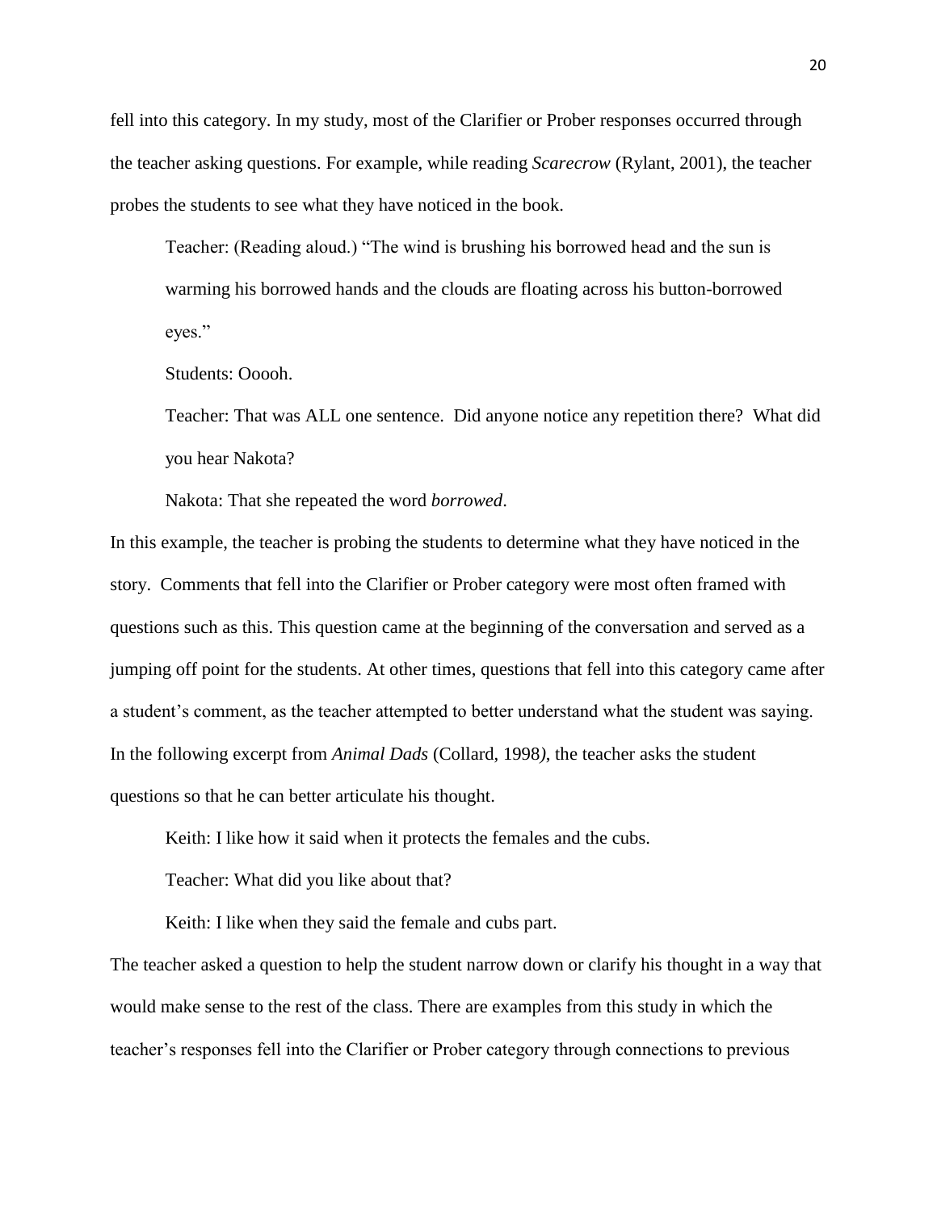fell into this category. In my study, most of the Clarifier or Prober responses occurred through the teacher asking questions. For example, while reading *Scarecrow* (Rylant, 2001), the teacher probes the students to see what they have noticed in the book.

> Teacher: (Reading aloud.) "The wind is brushing his borrowed head and the sun is warming his borrowed hands and the clouds are floating across his button-borrowed eyes."
>
> Students: Ooooh.
>
> Teacher: That was ALL one sentence. Did anyone notice any repetition there? What did you hear Nakota?
>
> Nakota: That she repeated the word *borrowed*.

In this example, the teacher is probing the students to determine what they have noticed in the story. Comments that fell into the Clarifier or Prober category were most often framed with questions such as this. This question came at the beginning of the conversation and served as a jumping off point for the students. At other times, questions that fell into this category came after a student's comment, as the teacher attempted to better understand what the student was saying. In the following excerpt from *Animal Dads* (Collard, 1998), the teacher asks the student questions so that he can better articulate his thought.

> Keith: I like how it said when it protects the females and the cubs.
>
> Teacher: What did you like about that?
>
> Keith: I like when they said the female and cubs part.

The teacher asked a question to help the student narrow down or clarify his thought in a way that would make sense to the rest of the class. There are examples from this study in which the teacher's responses fell into the Clarifier or Prober category through connections to previous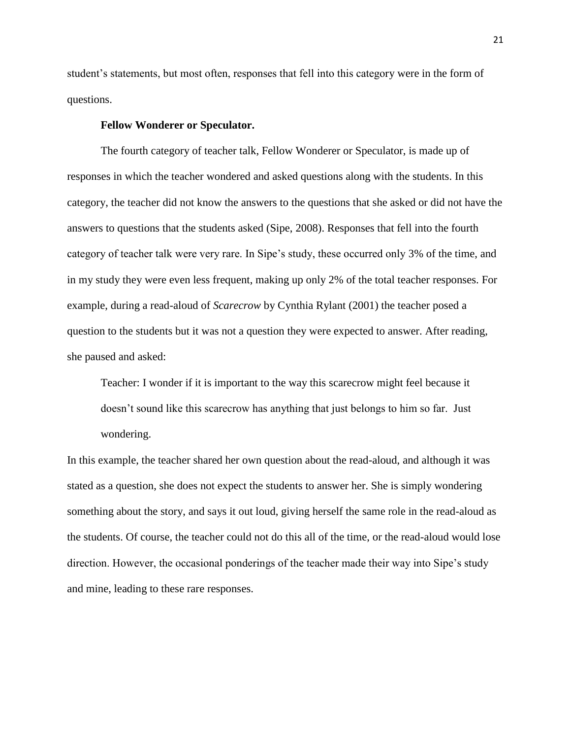student's statements, but most often, responses that fell into this category were in the form of questions.

### Fellow Wonderer or Speculator.

The fourth category of teacher talk, Fellow Wonderer or Speculator, is made up of responses in which the teacher wondered and asked questions along with the students. In this category, the teacher did not know the answers to the questions that she asked or did not have the answers to questions that the students asked (Sipe, 2008). Responses that fell into the fourth category of teacher talk were very rare. In Sipe's study, these occurred only 3% of the time, and in my study they were even less frequent, making up only 2% of the total teacher responses. For example, during a read-aloud of *Scarecrow* by Cynthia Rylant (2001) the teacher posed a question to the students but it was not a question they were expected to answer. After reading, she paused and asked:

> Teacher: I wonder if it is important to the way this scarecrow might feel because it doesn't sound like this scarecrow has anything that just belongs to him so far. Just wondering.

In this example, the teacher shared her own question about the read-aloud, and although it was stated as a question, she does not expect the students to answer her. She is simply wondering something about the story, and says it out loud, giving herself the same role in the read-aloud as the students. Of course, the teacher could not do this all of the time, or the read-aloud would lose direction. However, the occasional ponderings of the teacher made their way into Sipe's study and mine, leading to these rare responses.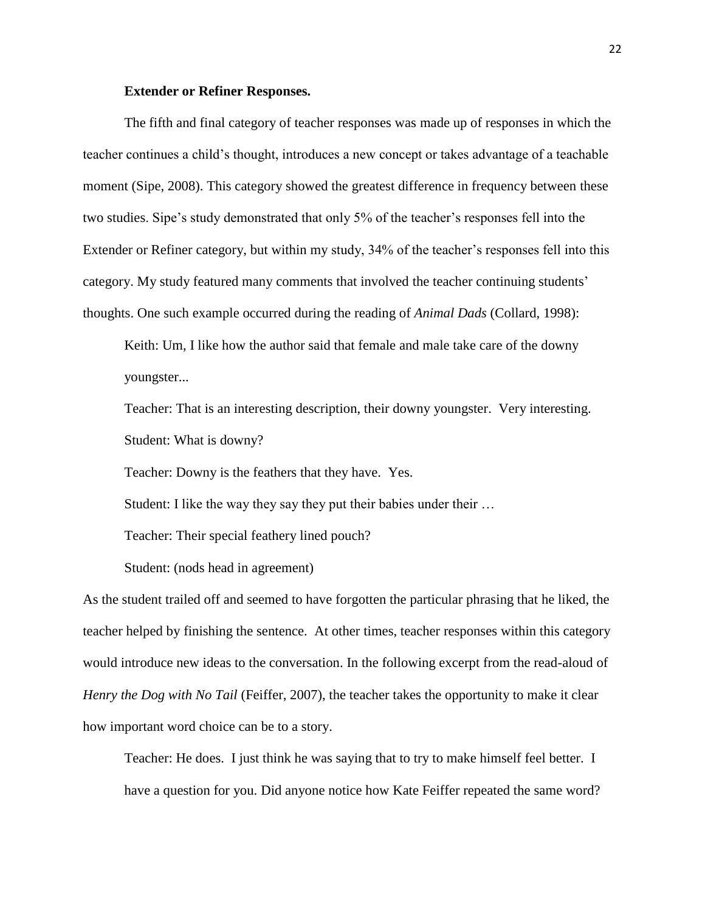### Extender or Refiner Responses.

The fifth and final category of teacher responses was made up of responses in which the teacher continues a child's thought, introduces a new concept or takes advantage of a teachable moment (Sipe, 2008). This category showed the greatest difference in frequency between these two studies. Sipe's study demonstrated that only 5% of the teacher's responses fell into the Extender or Refiner category, but within my study, 34% of the teacher's responses fell into this category. My study featured many comments that involved the teacher continuing students' thoughts. One such example occurred during the reading of *Animal Dads* (Collard, 1998):

> Keith: Um, I like how the author said that female and male take care of the downy youngster...
>
> Teacher: That is an interesting description, their downy youngster. Very interesting.
>
> Student: What is downy?
>
> Teacher: Downy is the feathers that they have. Yes.
>
> Student: I like the way they say they put their babies under their …
>
> Teacher: Their special feathery lined pouch?
>
> Student: (nods head in agreement)

As the student trailed off and seemed to have forgotten the particular phrasing that he liked, the teacher helped by finishing the sentence. At other times, teacher responses within this category would introduce new ideas to the conversation. In the following excerpt from the read-aloud of *Henry the Dog with No Tail* (Feiffer, 2007), the teacher takes the opportunity to make it clear how important word choice can be to a story.

> Teacher: He does. I just think he was saying that to try to make himself feel better. I have a question for you. Did anyone notice how Kate Feiffer repeated the same word?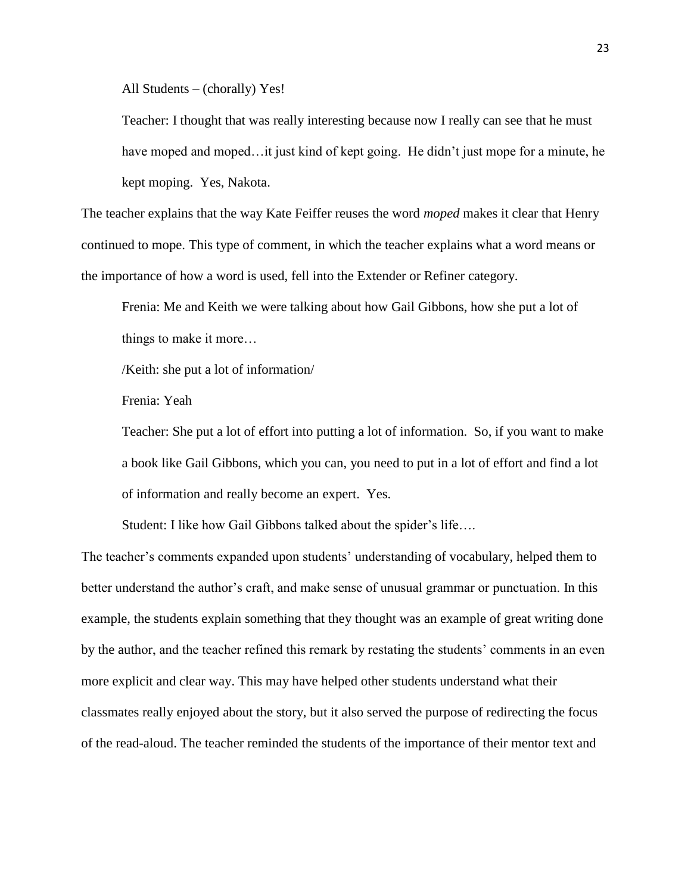All Students – (chorally) Yes!

Teacher: I thought that was really interesting because now I really can see that he must have moped and moped…it just kind of kept going. He didn't just mope for a minute, he kept moping. Yes, Nakota.

The teacher explains that the way Kate Feiffer reuses the word *moped* makes it clear that Henry continued to mope. This type of comment, in which the teacher explains what a word means or the importance of how a word is used, fell into the Extender or Refiner category.

Frenia: Me and Keith we were talking about how Gail Gibbons, how she put a lot of things to make it more…

/Keith: she put a lot of information/

Frenia: Yeah

Teacher: She put a lot of effort into putting a lot of information. So, if you want to make a book like Gail Gibbons, which you can, you need to put in a lot of effort and find a lot of information and really become an expert. Yes.

Student: I like how Gail Gibbons talked about the spider's life….

The teacher's comments expanded upon students' understanding of vocabulary, helped them to better understand the author's craft, and make sense of unusual grammar or punctuation. In this example, the students explain something that they thought was an example of great writing done by the author, and the teacher refined this remark by restating the students' comments in an even more explicit and clear way. This may have helped other students understand what their classmates really enjoyed about the story, but it also served the purpose of redirecting the focus of the read-aloud. The teacher reminded the students of the importance of their mentor text and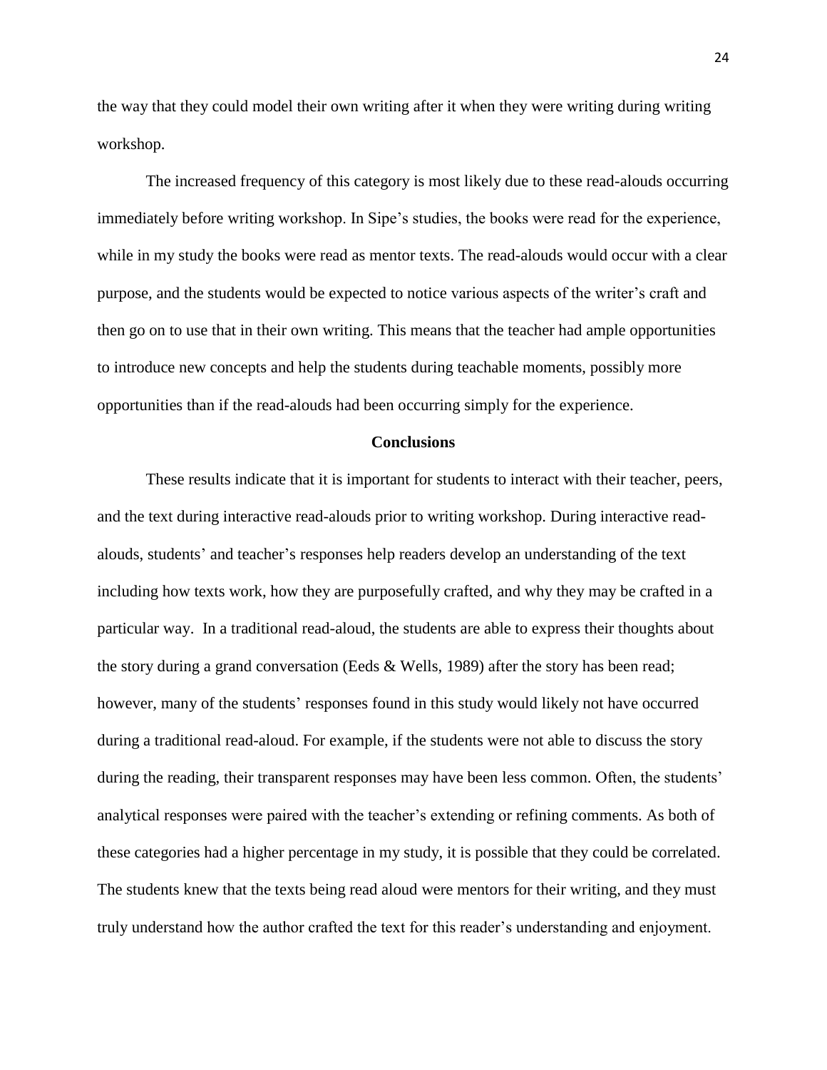the way that they could model their own writing after it when they were writing during writing workshop.

The increased frequency of this category is most likely due to these read-alouds occurring immediately before writing workshop. In Sipe's studies, the books were read for the experience, while in my study the books were read as mentor texts. The read-alouds would occur with a clear purpose, and the students would be expected to notice various aspects of the writer's craft and then go on to use that in their own writing. This means that the teacher had ample opportunities to introduce new concepts and help the students during teachable moments, possibly more opportunities than if the read-alouds had been occurring simply for the experience.

## Conclusions

These results indicate that it is important for students to interact with their teacher, peers, and the text during interactive read-alouds prior to writing workshop. During interactive read-alouds, students' and teacher's responses help readers develop an understanding of the text including how texts work, how they are purposefully crafted, and why they may be crafted in a particular way. In a traditional read-aloud, the students are able to express their thoughts about the story during a grand conversation (Eeds & Wells, 1989) after the story has been read; however, many of the students' responses found in this study would likely not have occurred during a traditional read-aloud. For example, if the students were not able to discuss the story during the reading, their transparent responses may have been less common. Often, the students' analytical responses were paired with the teacher's extending or refining comments. As both of these categories had a higher percentage in my study, it is possible that they could be correlated. The students knew that the texts being read aloud were mentors for their writing, and they must truly understand how the author crafted the text for this reader's understanding and enjoyment.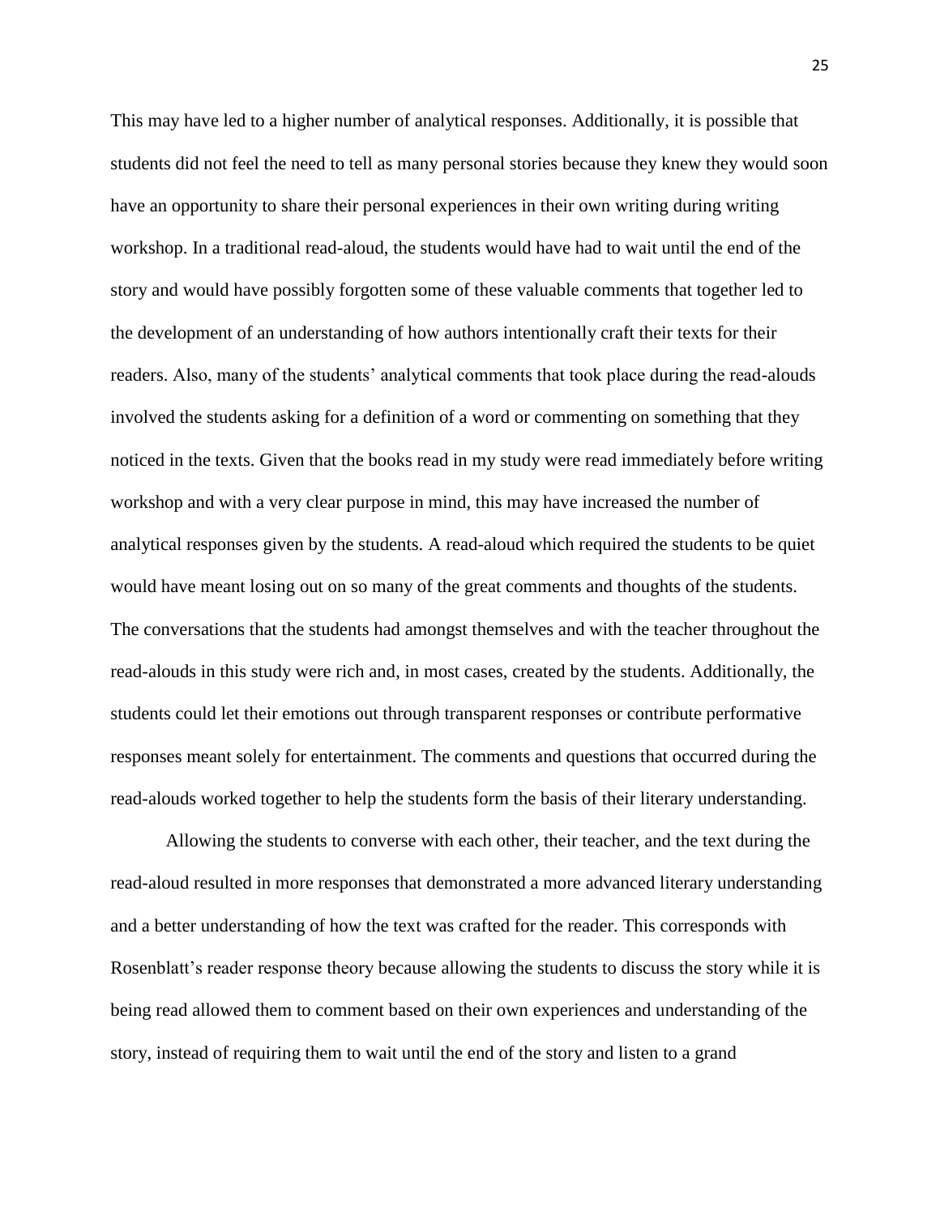This may have led to a higher number of analytical responses. Additionally, it is possible that students did not feel the need to tell as many personal stories because they knew they would soon have an opportunity to share their personal experiences in their own writing during writing workshop. In a traditional read-aloud, the students would have had to wait until the end of the story and would have possibly forgotten some of these valuable comments that together led to the development of an understanding of how authors intentionally craft their texts for their readers. Also, many of the students' analytical comments that took place during the read-alouds involved the students asking for a definition of a word or commenting on something that they noticed in the texts. Given that the books read in my study were read immediately before writing workshop and with a very clear purpose in mind, this may have increased the number of analytical responses given by the students. A read-aloud which required the students to be quiet would have meant losing out on so many of the great comments and thoughts of the students. The conversations that the students had amongst themselves and with the teacher throughout the read-alouds in this study were rich and, in most cases, created by the students. Additionally, the students could let their emotions out through transparent responses or contribute performative responses meant solely for entertainment. The comments and questions that occurred during the read-alouds worked together to help the students form the basis of their literary understanding.

Allowing the students to converse with each other, their teacher, and the text during the read-aloud resulted in more responses that demonstrated a more advanced literary understanding and a better understanding of how the text was crafted for the reader. This corresponds with Rosenblatt's reader response theory because allowing the students to discuss the story while it is being read allowed them to comment based on their own experiences and understanding of the story, instead of requiring them to wait until the end of the story and listen to a grand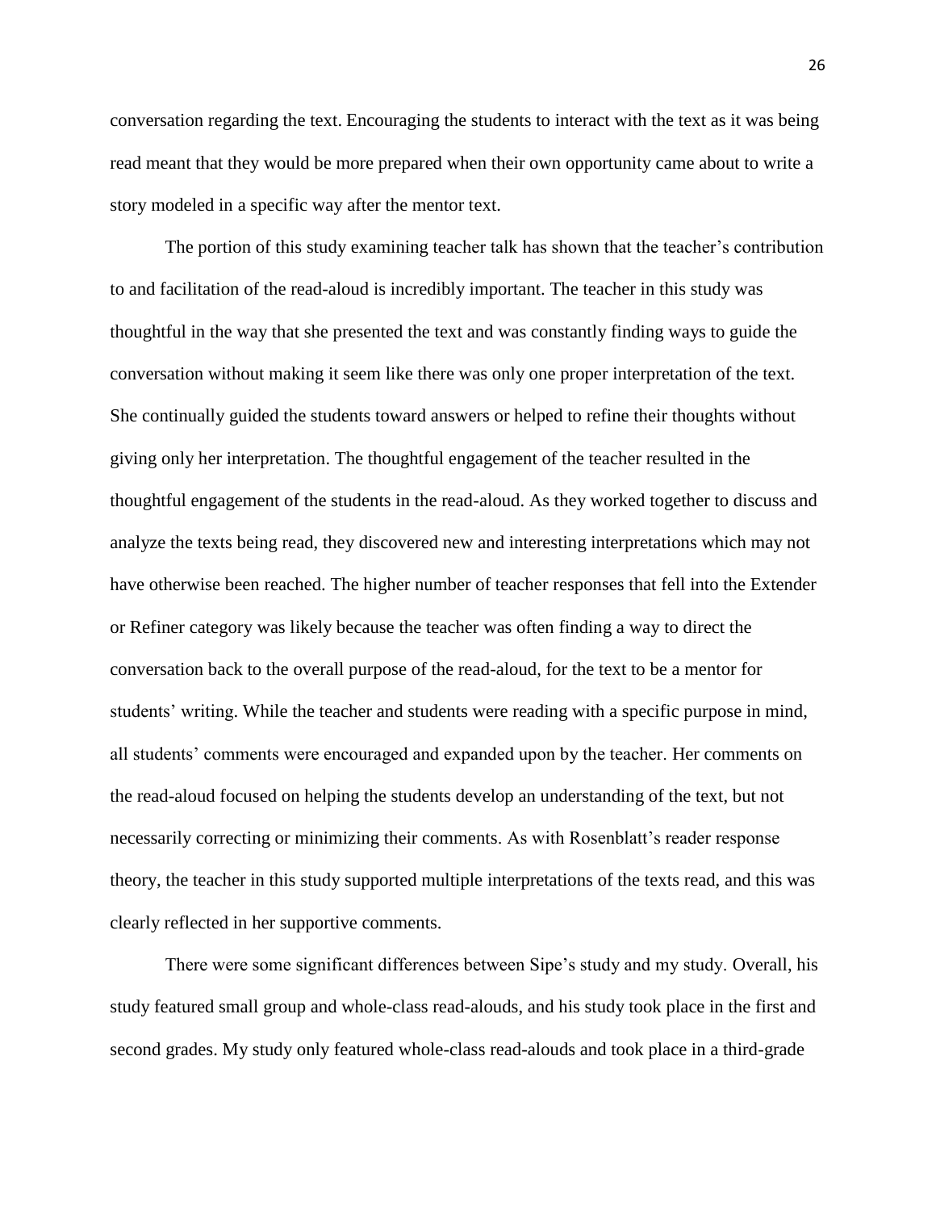conversation regarding the text. Encouraging the students to interact with the text as it was being read meant that they would be more prepared when their own opportunity came about to write a story modeled in a specific way after the mentor text.

The portion of this study examining teacher talk has shown that the teacher's contribution to and facilitation of the read-aloud is incredibly important. The teacher in this study was thoughtful in the way that she presented the text and was constantly finding ways to guide the conversation without making it seem like there was only one proper interpretation of the text. She continually guided the students toward answers or helped to refine their thoughts without giving only her interpretation. The thoughtful engagement of the teacher resulted in the thoughtful engagement of the students in the read-aloud. As they worked together to discuss and analyze the texts being read, they discovered new and interesting interpretations which may not have otherwise been reached. The higher number of teacher responses that fell into the Extender or Refiner category was likely because the teacher was often finding a way to direct the conversation back to the overall purpose of the read-aloud, for the text to be a mentor for students' writing. While the teacher and students were reading with a specific purpose in mind, all students' comments were encouraged and expanded upon by the teacher. Her comments on the read-aloud focused on helping the students develop an understanding of the text, but not necessarily correcting or minimizing their comments. As with Rosenblatt's reader response theory, the teacher in this study supported multiple interpretations of the texts read, and this was clearly reflected in her supportive comments.

There were some significant differences between Sipe's study and my study. Overall, his study featured small group and whole-class read-alouds, and his study took place in the first and second grades. My study only featured whole-class read-alouds and took place in a third-grade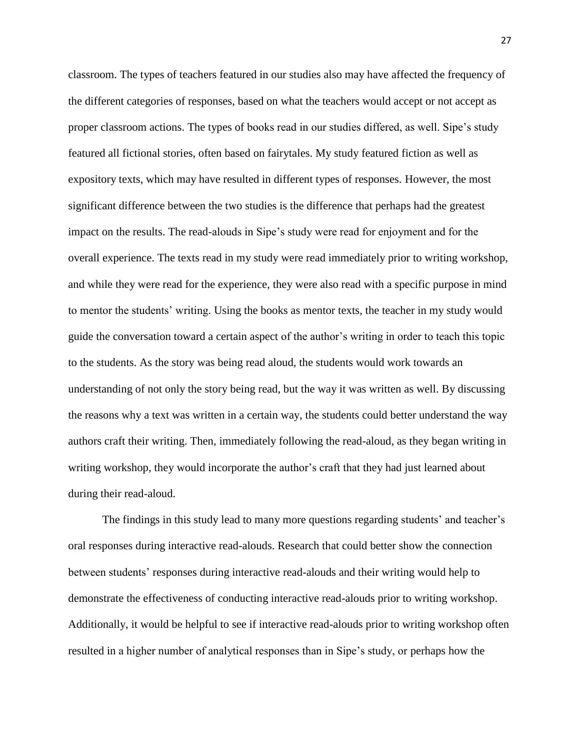classroom. The types of teachers featured in our studies also may have affected the frequency of the different categories of responses, based on what the teachers would accept or not accept as proper classroom actions. The types of books read in our studies differed, as well. Sipe's study featured all fictional stories, often based on fairytales. My study featured fiction as well as expository texts, which may have resulted in different types of responses. However, the most significant difference between the two studies is the difference that perhaps had the greatest impact on the results. The read-alouds in Sipe's study were read for enjoyment and for the overall experience. The texts read in my study were read immediately prior to writing workshop, and while they were read for the experience, they were also read with a specific purpose in mind to mentor the students' writing. Using the books as mentor texts, the teacher in my study would guide the conversation toward a certain aspect of the author's writing in order to teach this topic to the students. As the story was being read aloud, the students would work towards an understanding of not only the story being read, but the way it was written as well. By discussing the reasons why a text was written in a certain way, the students could better understand the way authors craft their writing. Then, immediately following the read-aloud, as they began writing in writing workshop, they would incorporate the author's craft that they had just learned about during their read-aloud.

The findings in this study lead to many more questions regarding students' and teacher's oral responses during interactive read-alouds. Research that could better show the connection between students' responses during interactive read-alouds and their writing would help to demonstrate the effectiveness of conducting interactive read-alouds prior to writing workshop. Additionally, it would be helpful to see if interactive read-alouds prior to writing workshop often resulted in a higher number of analytical responses than in Sipe's study, or perhaps how the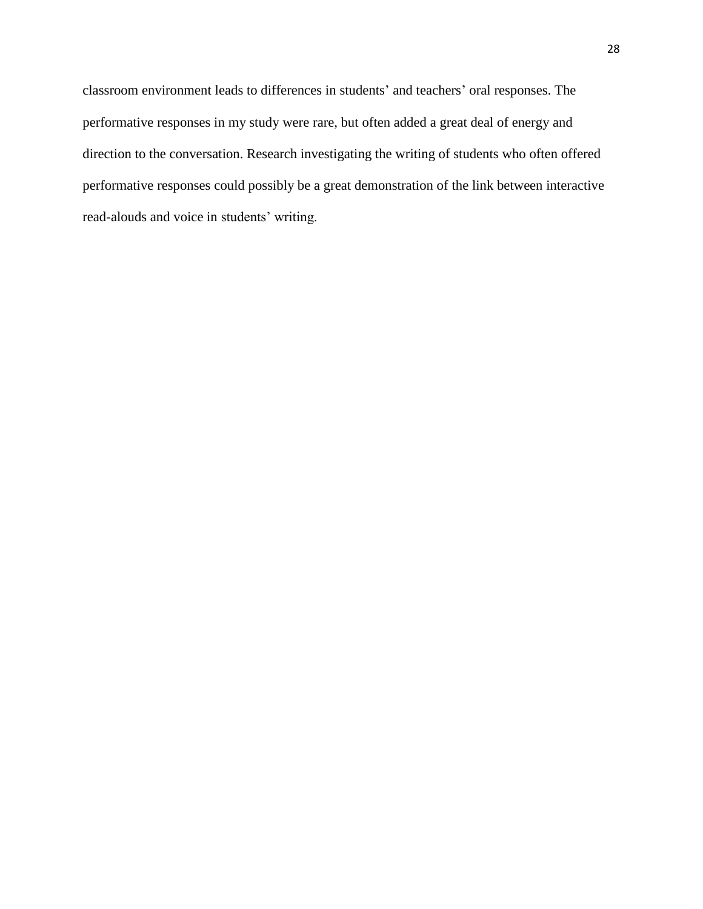classroom environment leads to differences in students' and teachers' oral responses. The performative responses in my study were rare, but often added a great deal of energy and direction to the conversation. Research investigating the writing of students who often offered performative responses could possibly be a great demonstration of the link between interactive read-alouds and voice in students' writing.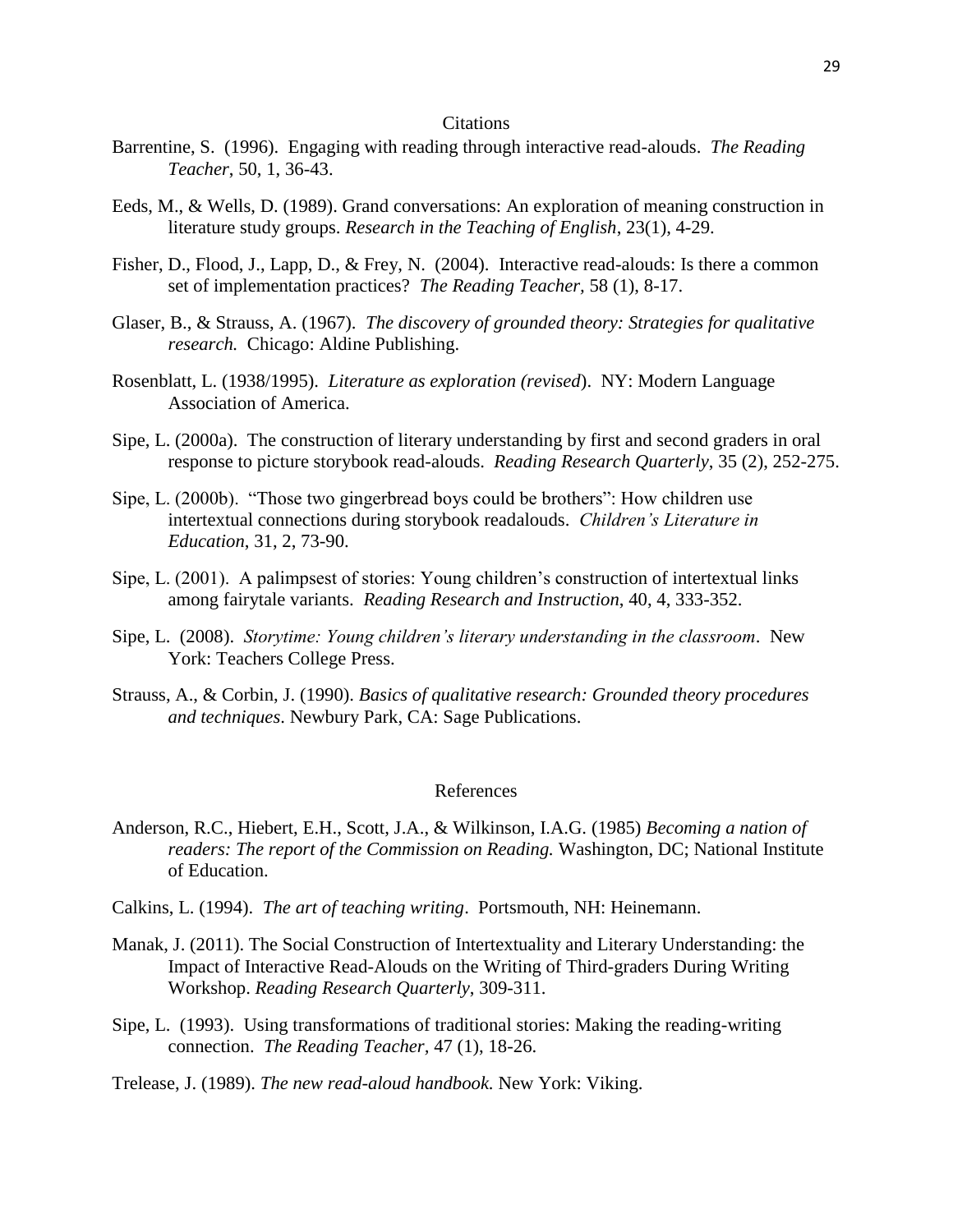## Citations

Barrentine, S. (1996). Engaging with reading through interactive read-alouds. *The Reading Teacher*, 50, 1, 36-43.

Eeds, M., & Wells, D. (1989). Grand conversations: An exploration of meaning construction in literature study groups. *Research in the Teaching of English*, 23(1), 4-29.

Fisher, D., Flood, J., Lapp, D., & Frey, N. (2004). Interactive read-alouds: Is there a common set of implementation practices? *The Reading Teacher*, 58 (1), 8-17.

Glaser, B., & Strauss, A. (1967). *The discovery of grounded theory: Strategies for qualitative research.* Chicago: Aldine Publishing.

Rosenblatt, L. (1938/1995). *Literature as exploration (revised*). NY: Modern Language Association of America.

Sipe, L. (2000a). The construction of literary understanding by first and second graders in oral response to picture storybook read-alouds. *Reading Research Quarterly*, 35 (2), 252-275.

Sipe, L. (2000b). "Those two gingerbread boys could be brothers": How children use intertextual connections during storybook readalouds. *Children's Literature in Education*, 31, 2, 73-90.

Sipe, L. (2001). A palimpsest of stories: Young children's construction of intertextual links among fairytale variants. *Reading Research and Instruction*, 40, 4, 333-352.

Sipe, L. (2008). *Storytime: Young children's literary understanding in the classroom*. New York: Teachers College Press.

Strauss, A., & Corbin, J. (1990). *Basics of qualitative research: Grounded theory procedures and techniques*. Newbury Park, CA: Sage Publications.

## References

Anderson, R.C., Hiebert, E.H., Scott, J.A., & Wilkinson, I.A.G. (1985) *Becoming a nation of readers: The report of the Commission on Reading.* Washington, DC; National Institute of Education.

Calkins, L. (1994). *The art of teaching writing*. Portsmouth, NH: Heinemann.

Manak, J. (2011). The Social Construction of Intertextuality and Literary Understanding: the Impact of Interactive Read-Alouds on the Writing of Third-graders During Writing Workshop. *Reading Research Quarterly*, 309-311.

Sipe, L. (1993). Using transformations of traditional stories: Making the reading-writing connection. *The Reading Teacher,* 47 (1), 18-26.

Trelease, J. (1989). *The new read-aloud handbook.* New York: Viking.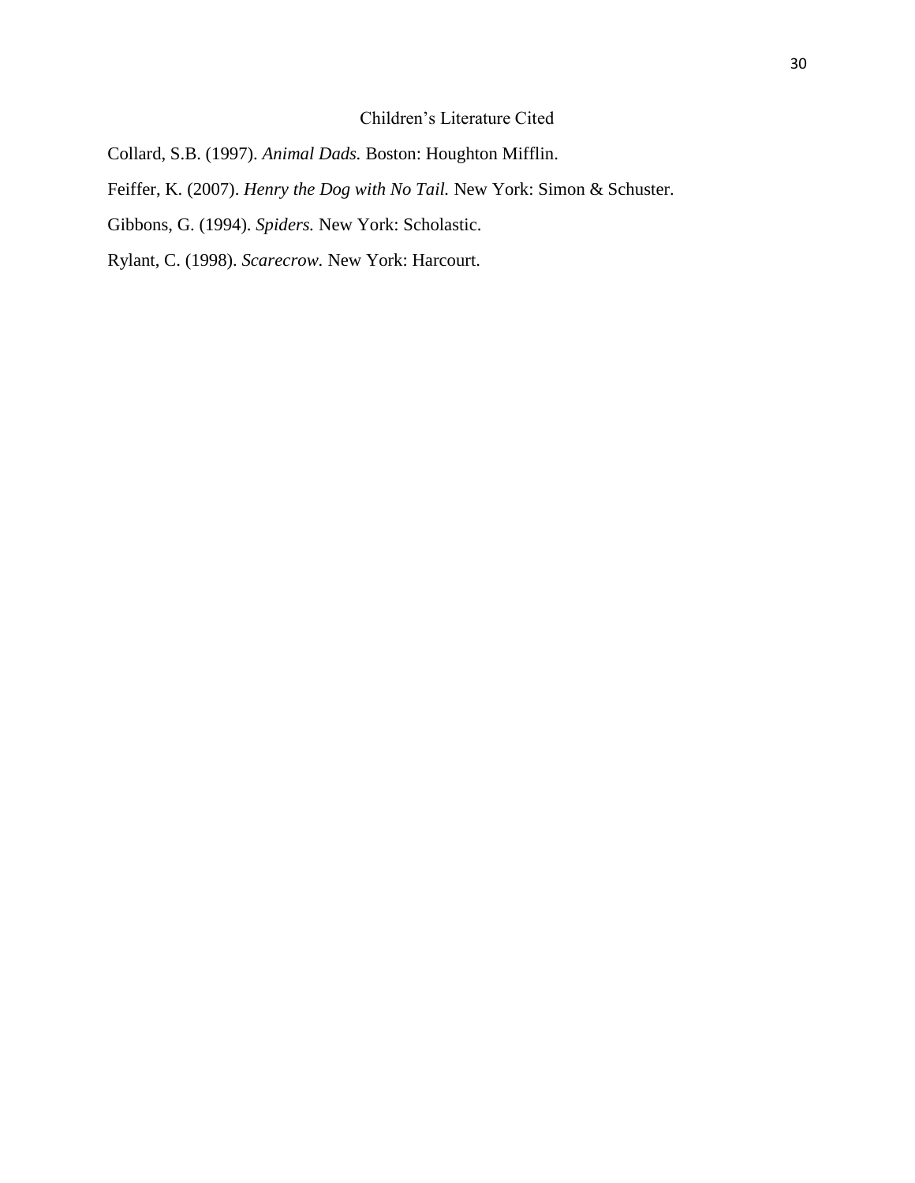# Children's Literature Cited

Collard, S.B. (1997). *Animal Dads.* Boston: Houghton Mifflin.

Feiffer, K. (2007). *Henry the Dog with No Tail.* New York: Simon & Schuster.

Gibbons, G. (1994). *Spiders.* New York: Scholastic.

Rylant, C. (1998). *Scarecrow.* New York: Harcourt.